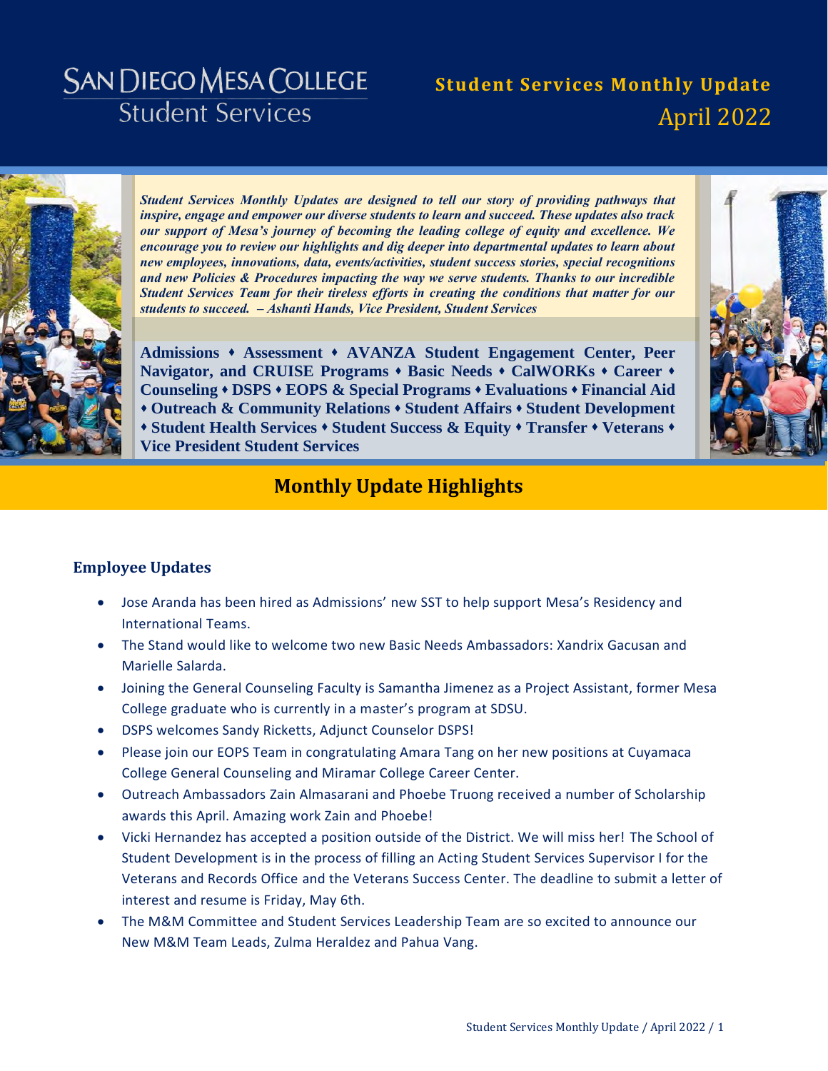# SAN DIEGO MESA COLLEGE
## Student Services

**Student Services Monthly Update**
April 2022

***Student Services Monthly Updates are designed to tell our story of providing pathways that inspire, engage and empower our diverse students to learn and succeed. These updates also track our support of Mesa's journey of becoming the leading college of equity and excellence. We encourage you to review our highlights and dig deeper into departmental updates to learn about new employees, innovations, data, events/activities, student success stories, special recognitions and new Policies & Procedures impacting the way we serve students. Thanks to our incredible Student Services Team for their tireless efforts in creating the conditions that matter for our students to succeed. – Ashanti Hands, Vice President, Student Services***

**Admissions ♦ Assessment ♦ AVANZA Student Engagement Center, Peer Navigator, and CRUISE Programs ♦ Basic Needs ♦ CalWORKs ♦ Career ♦ Counseling ♦ DSPS ♦ EOPS & Special Programs ♦ Evaluations ♦ Financial Aid ♦ Outreach & Community Relations ♦ Student Affairs ♦ Student Development ♦ Student Health Services ♦ Student Success & Equity ♦ Transfer ♦ Veterans ♦ Vice President Student Services**

## Monthly Update Highlights

### Employee Updates

- Jose Aranda has been hired as Admissions' new SST to help support Mesa's Residency and International Teams.
- The Stand would like to welcome two new Basic Needs Ambassadors: Xandrix Gacusan and Marielle Salarda.
- Joining the General Counseling Faculty is Samantha Jimenez as a Project Assistant, former Mesa College graduate who is currently in a master's program at SDSU.
- DSPS welcomes Sandy Ricketts, Adjunct Counselor DSPS!
- Please join our EOPS Team in congratulating Amara Tang on her new positions at Cuyamaca College General Counseling and Miramar College Career Center.
- Outreach Ambassadors Zain Almasarani and Phoebe Truong received a number of Scholarship awards this April. Amazing work Zain and Phoebe!
- Vicki Hernandez has accepted a position outside of the District. We will miss her! The School of Student Development is in the process of filling an Acting Student Services Supervisor I for the Veterans and Records Office and the Veterans Success Center. The deadline to submit a letter of interest and resume is Friday, May 6th.
- The M&M Committee and Student Services Leadership Team are so excited to announce our New M&M Team Leads, Zulma Heraldez and Pahua Vang.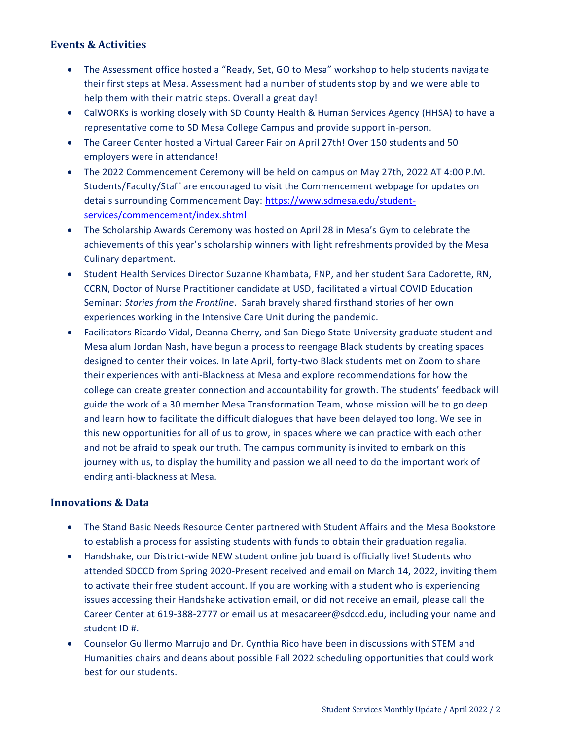## Events & Activities

- The Assessment office hosted a "Ready, Set, GO to Mesa" workshop to help students navigate their first steps at Mesa. Assessment had a number of students stop by and we were able to help them with their matric steps. Overall a great day!
- CalWORKs is working closely with SD County Health & Human Services Agency (HHSA) to have a representative come to SD Mesa College Campus and provide support in-person.
- The Career Center hosted a Virtual Career Fair on April 27th! Over 150 students and 50 employers were in attendance!
- The 2022 Commencement Ceremony will be held on campus on May 27th, 2022 AT 4:00 P.M. Students/Faculty/Staff are encouraged to visit the Commencement webpage for updates on details surrounding Commencement Day: https://www.sdmesa.edu/student-services/commencement/index.shtml
- The Scholarship Awards Ceremony was hosted on April 28 in Mesa's Gym to celebrate the achievements of this year's scholarship winners with light refreshments provided by the Mesa Culinary department.
- Student Health Services Director Suzanne Khambata, FNP, and her student Sara Cadorette, RN, CCRN, Doctor of Nurse Practitioner candidate at USD, facilitated a virtual COVID Education Seminar: *Stories from the Frontline*. Sarah bravely shared firsthand stories of her own experiences working in the Intensive Care Unit during the pandemic.
- Facilitators Ricardo Vidal, Deanna Cherry, and San Diego State University graduate student and Mesa alum Jordan Nash, have begun a process to reengage Black students by creating spaces designed to center their voices. In late April, forty-two Black students met on Zoom to share their experiences with anti-Blackness at Mesa and explore recommendations for how the college can create greater connection and accountability for growth. The students' feedback will guide the work of a 30 member Mesa Transformation Team, whose mission will be to go deep and learn how to facilitate the difficult dialogues that have been delayed too long. We see in this new opportunities for all of us to grow, in spaces where we can practice with each other and not be afraid to speak our truth. The campus community is invited to embark on this journey with us, to display the humility and passion we all need to do the important work of ending anti-blackness at Mesa.

## Innovations & Data

- The Stand Basic Needs Resource Center partnered with Student Affairs and the Mesa Bookstore to establish a process for assisting students with funds to obtain their graduation regalia.
- Handshake, our District-wide NEW student online job board is officially live! Students who attended SDCCD from Spring 2020-Present received and email on March 14, 2022, inviting them to activate their free student account. If you are working with a student who is experiencing issues accessing their Handshake activation email, or did not receive an email, please call the Career Center at 619-388-2777 or email us at mesacareer@sdccd.edu, including your name and student ID #.
- Counselor Guillermo Marrujo and Dr. Cynthia Rico have been in discussions with STEM and Humanities chairs and deans about possible Fall 2022 scheduling opportunities that could work best for our students.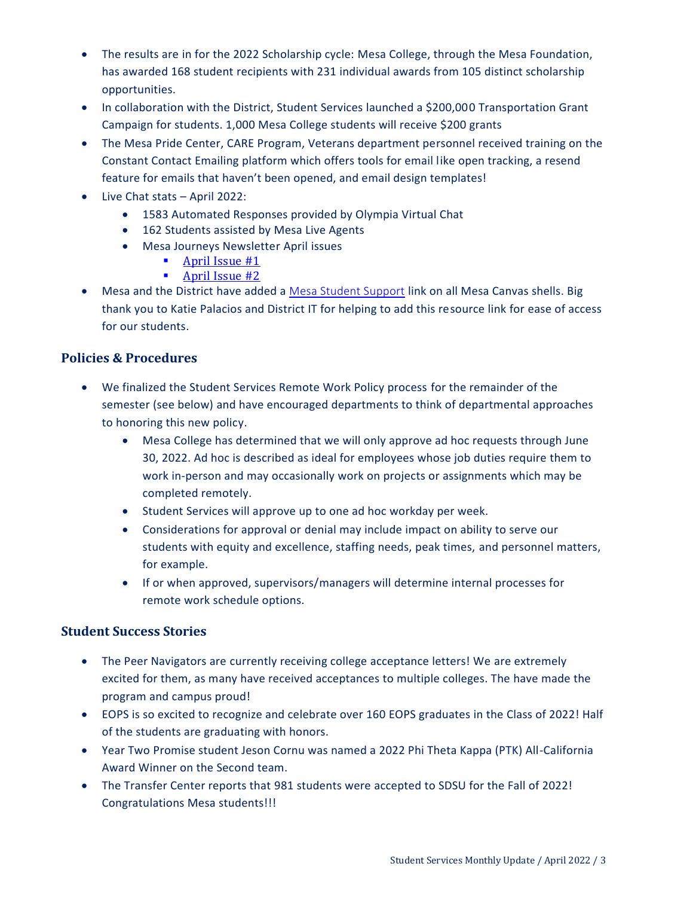- The results are in for the 2022 Scholarship cycle: Mesa College, through the Mesa Foundation, has awarded 168 student recipients with 231 individual awards from 105 distinct scholarship opportunities.
- In collaboration with the District, Student Services launched a $200,000 Transportation Grant Campaign for students. 1,000 Mesa College students will receive $200 grants
- The Mesa Pride Center, CARE Program, Veterans department personnel received training on the Constant Contact Emailing platform which offers tools for email like open tracking, a resend feature for emails that haven't been opened, and email design templates!
- Live Chat stats – April 2022:
  - 1583 Automated Responses provided by Olympia Virtual Chat
  - 162 Students assisted by Mesa Live Agents
  - Mesa Journeys Newsletter April issues
    - April Issue #1
    - April Issue #2
- Mesa and the District have added a Mesa Student Support link on all Mesa Canvas shells. Big thank you to Katie Palacios and District IT for helping to add this resource link for ease of access for our students.

## Policies & Procedures

- We finalized the Student Services Remote Work Policy process for the remainder of the semester (see below) and have encouraged departments to think of departmental approaches to honoring this new policy.
  - Mesa College has determined that we will only approve ad hoc requests through June 30, 2022. Ad hoc is described as ideal for employees whose job duties require them to work in-person and may occasionally work on projects or assignments which may be completed remotely.
  - Student Services will approve up to one ad hoc workday per week.
  - Considerations for approval or denial may include impact on ability to serve our students with equity and excellence, staffing needs, peak times, and personnel matters, for example.
  - If or when approved, supervisors/managers will determine internal processes for remote work schedule options.

## Student Success Stories

- The Peer Navigators are currently receiving college acceptance letters! We are extremely excited for them, as many have received acceptances to multiple colleges. The have made the program and campus proud!
- EOPS is so excited to recognize and celebrate over 160 EOPS graduates in the Class of 2022! Half of the students are graduating with honors.
- Year Two Promise student Jeson Cornu was named a 2022 Phi Theta Kappa (PTK) All-California Award Winner on the Second team.
- The Transfer Center reports that 981 students were accepted to SDSU for the Fall of 2022! Congratulations Mesa students!!!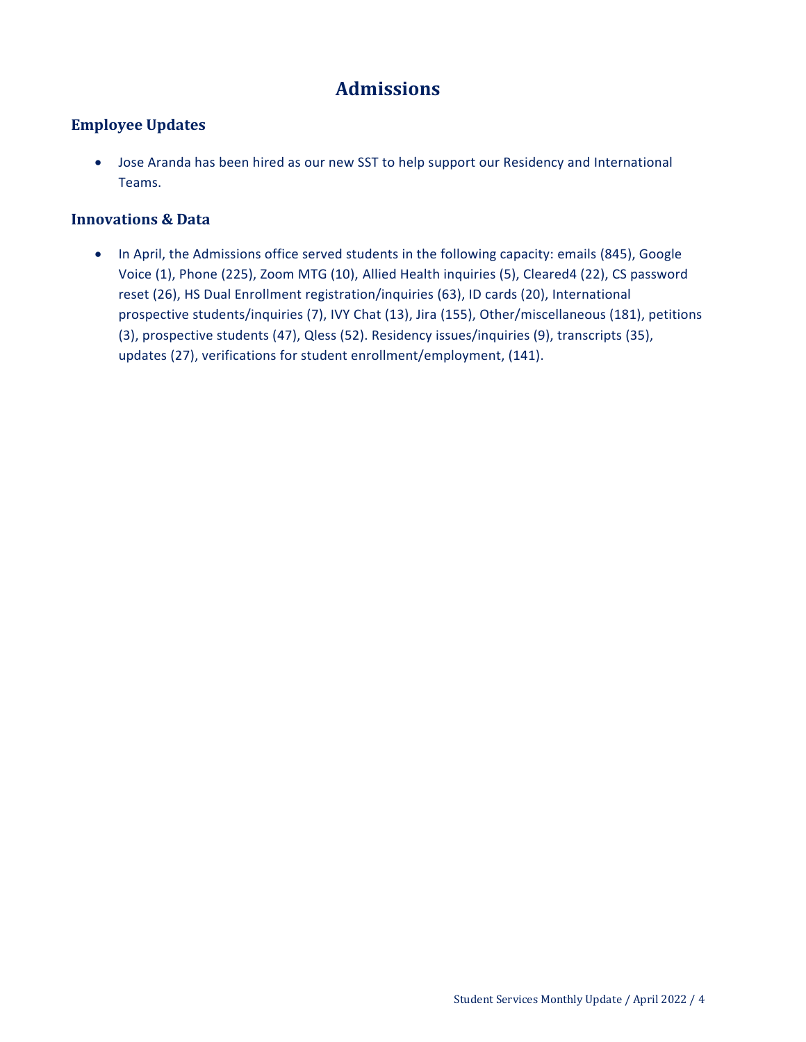# Admissions

## Employee Updates

- Jose Aranda has been hired as our new SST to help support our Residency and International Teams.

## Innovations & Data

- In April, the Admissions office served students in the following capacity: emails (845), Google Voice (1), Phone (225), Zoom MTG (10), Allied Health inquiries (5), Cleared4 (22), CS password reset (26), HS Dual Enrollment registration/inquiries (63), ID cards (20), International prospective students/inquiries (7), IVY Chat (13), Jira (155), Other/miscellaneous (181), petitions (3), prospective students (47), Qless (52). Residency issues/inquiries (9), transcripts (35), updates (27), verifications for student enrollment/employment, (141).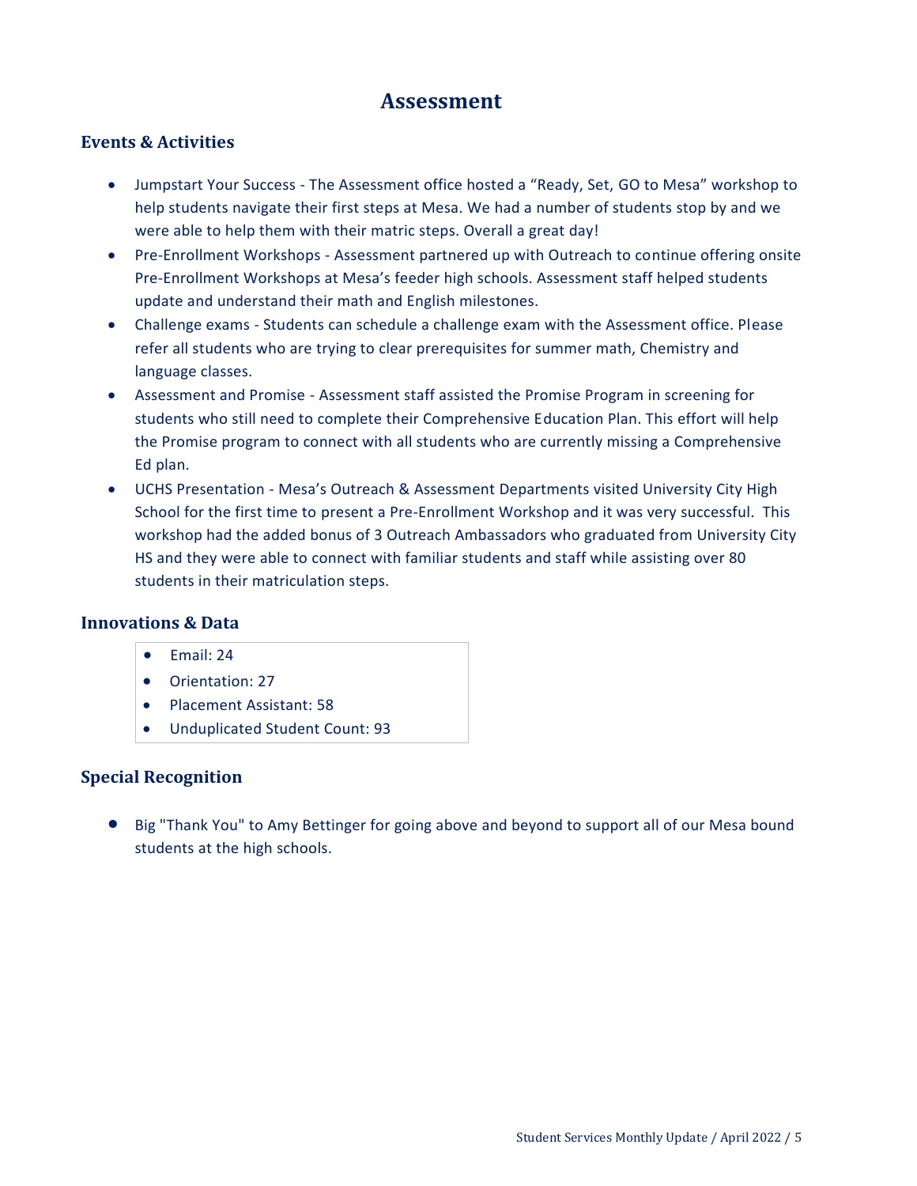# Assessment

## Events & Activities

- Jumpstart Your Success - The Assessment office hosted a "Ready, Set, GO to Mesa" workshop to help students navigate their first steps at Mesa. We had a number of students stop by and we were able to help them with their matric steps. Overall a great day!
- Pre-Enrollment Workshops - Assessment partnered up with Outreach to continue offering onsite Pre-Enrollment Workshops at Mesa's feeder high schools. Assessment staff helped students update and understand their math and English milestones.
- Challenge exams - Students can schedule a challenge exam with the Assessment office. Please refer all students who are trying to clear prerequisites for summer math, Chemistry and language classes.
- Assessment and Promise - Assessment staff assisted the Promise Program in screening for students who still need to complete their Comprehensive Education Plan. This effort will help the Promise program to connect with all students who are currently missing a Comprehensive Ed plan.
- UCHS Presentation - Mesa's Outreach & Assessment Departments visited University City High School for the first time to present a Pre-Enrollment Workshop and it was very successful. This workshop had the added bonus of 3 Outreach Ambassadors who graduated from University City HS and they were able to connect with familiar students and staff while assisting over 80 students in their matriculation steps.

## Innovations & Data

- Email: 24
- Orientation: 27
- Placement Assistant: 58
- Unduplicated Student Count: 93

## Special Recognition

- Big "Thank You" to Amy Bettinger for going above and beyond to support all of our Mesa bound students at the high schools.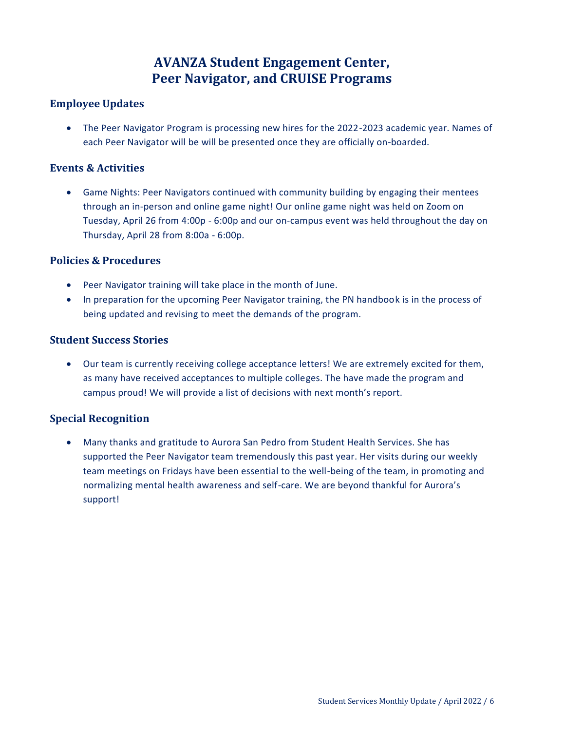# AVANZA Student Engagement Center, Peer Navigator, and CRUISE Programs

## Employee Updates

- The Peer Navigator Program is processing new hires for the 2022-2023 academic year. Names of each Peer Navigator will be will be presented once they are officially on-boarded.

## Events & Activities

- Game Nights: Peer Navigators continued with community building by engaging their mentees through an in-person and online game night! Our online game night was held on Zoom on Tuesday, April 26 from 4:00p - 6:00p and our on-campus event was held throughout the day on Thursday, April 28 from 8:00a - 6:00p.

## Policies & Procedures

- Peer Navigator training will take place in the month of June.
- In preparation for the upcoming Peer Navigator training, the PN handbook is in the process of being updated and revising to meet the demands of the program.

## Student Success Stories

- Our team is currently receiving college acceptance letters! We are extremely excited for them, as many have received acceptances to multiple colleges. The have made the program and campus proud! We will provide a list of decisions with next month's report.

## Special Recognition

- Many thanks and gratitude to Aurora San Pedro from Student Health Services. She has supported the Peer Navigator team tremendously this past year. Her visits during our weekly team meetings on Fridays have been essential to the well-being of the team, in promoting and normalizing mental health awareness and self-care. We are beyond thankful for Aurora's support!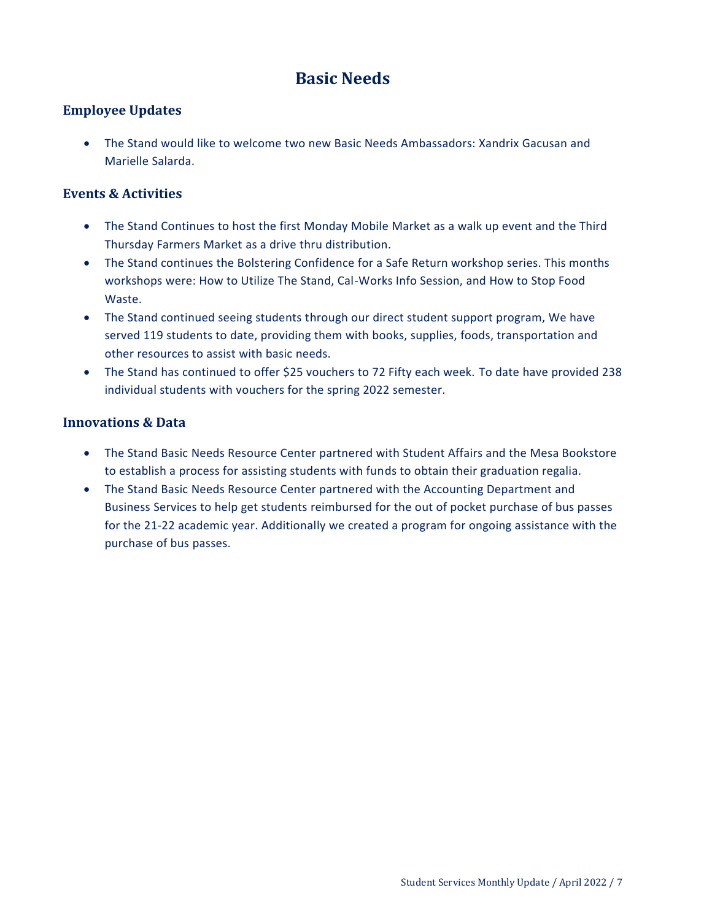# Basic Needs

## Employee Updates

- The Stand would like to welcome two new Basic Needs Ambassadors: Xandrix Gacusan and Marielle Salarda.

## Events & Activities

- The Stand Continues to host the first Monday Mobile Market as a walk up event and the Third Thursday Farmers Market as a drive thru distribution.
- The Stand continues the Bolstering Confidence for a Safe Return workshop series. This months workshops were: How to Utilize The Stand, Cal-Works Info Session, and How to Stop Food Waste.
- The Stand continued seeing students through our direct student support program, We have served 119 students to date, providing them with books, supplies, foods, transportation and other resources to assist with basic needs.
- The Stand has continued to offer $25 vouchers to 72 Fifty each week. To date have provided 238 individual students with vouchers for the spring 2022 semester.

## Innovations & Data

- The Stand Basic Needs Resource Center partnered with Student Affairs and the Mesa Bookstore to establish a process for assisting students with funds to obtain their graduation regalia.
- The Stand Basic Needs Resource Center partnered with the Accounting Department and Business Services to help get students reimbursed for the out of pocket purchase of bus passes for the 21-22 academic year. Additionally we created a program for ongoing assistance with the purchase of bus passes.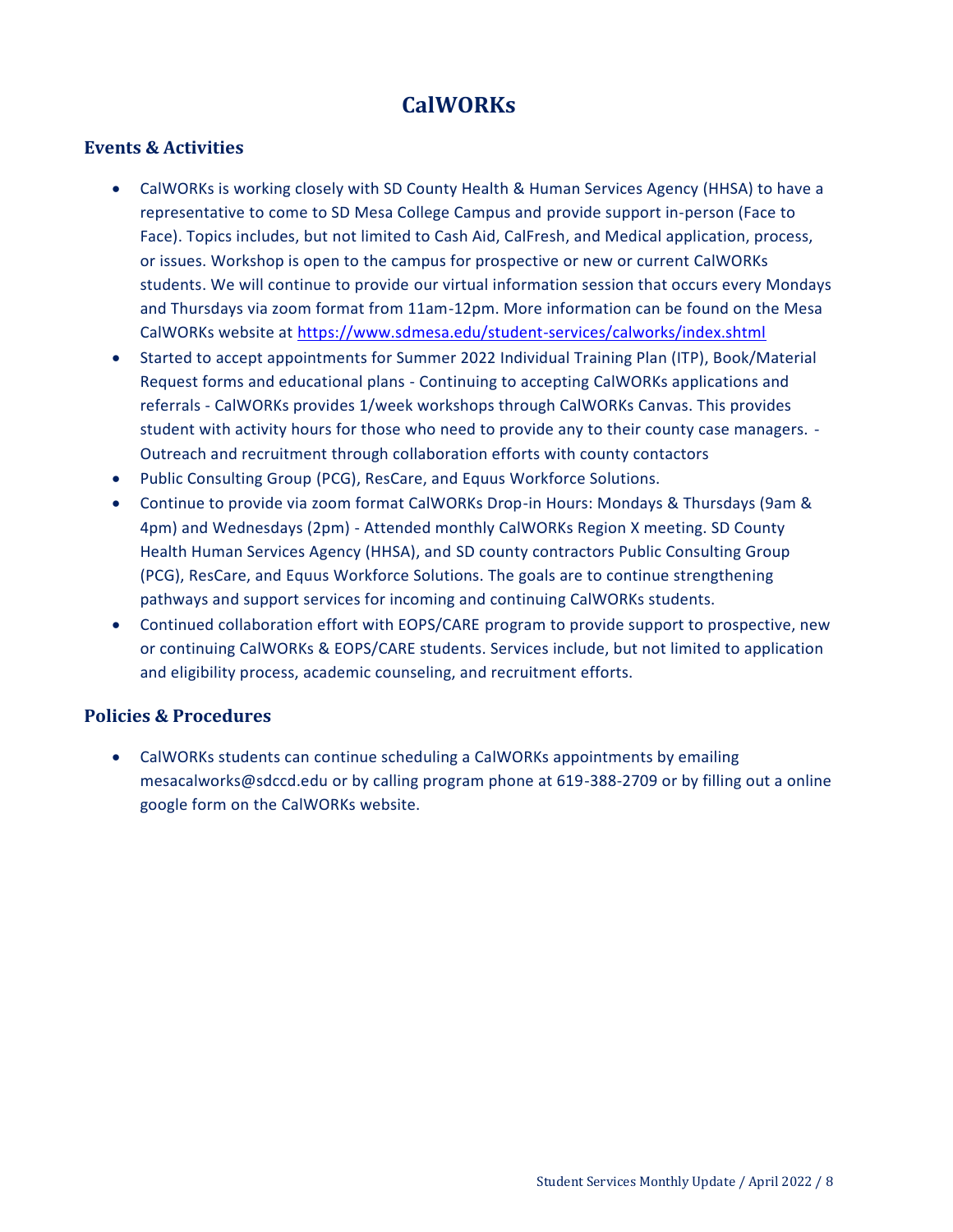# CalWORKs

## Events & Activities

- CalWORKs is working closely with SD County Health & Human Services Agency (HHSA) to have a representative to come to SD Mesa College Campus and provide support in-person (Face to Face). Topics includes, but not limited to Cash Aid, CalFresh, and Medical application, process, or issues. Workshop is open to the campus for prospective or new or current CalWORKs students. We will continue to provide our virtual information session that occurs every Mondays and Thursdays via zoom format from 11am-12pm. More information can be found on the Mesa CalWORKs website at [https://www.sdmesa.edu/student-services/calworks/index.shtml](https://www.sdmesa.edu/student-services/calworks/index.shtml)
- Started to accept appointments for Summer 2022 Individual Training Plan (ITP), Book/Material Request forms and educational plans - Continuing to accepting CalWORKs applications and referrals - CalWORKs provides 1/week workshops through CalWORKs Canvas. This provides student with activity hours for those who need to provide any to their county case managers. - Outreach and recruitment through collaboration efforts with county contactors
- Public Consulting Group (PCG), ResCare, and Equus Workforce Solutions.
- Continue to provide via zoom format CalWORKs Drop-in Hours: Mondays & Thursdays (9am & 4pm) and Wednesdays (2pm) - Attended monthly CalWORKs Region X meeting. SD County Health Human Services Agency (HHSA), and SD county contractors Public Consulting Group (PCG), ResCare, and Equus Workforce Solutions. The goals are to continue strengthening pathways and support services for incoming and continuing CalWORKs students.
- Continued collaboration effort with EOPS/CARE program to provide support to prospective, new or continuing CalWORKs & EOPS/CARE students. Services include, but not limited to application and eligibility process, academic counseling, and recruitment efforts.

## Policies & Procedures

- CalWORKs students can continue scheduling a CalWORKs appointments by emailing mesacalworks@sdccd.edu or by calling program phone at 619-388-2709 or by filling out a online google form on the CalWORKs website.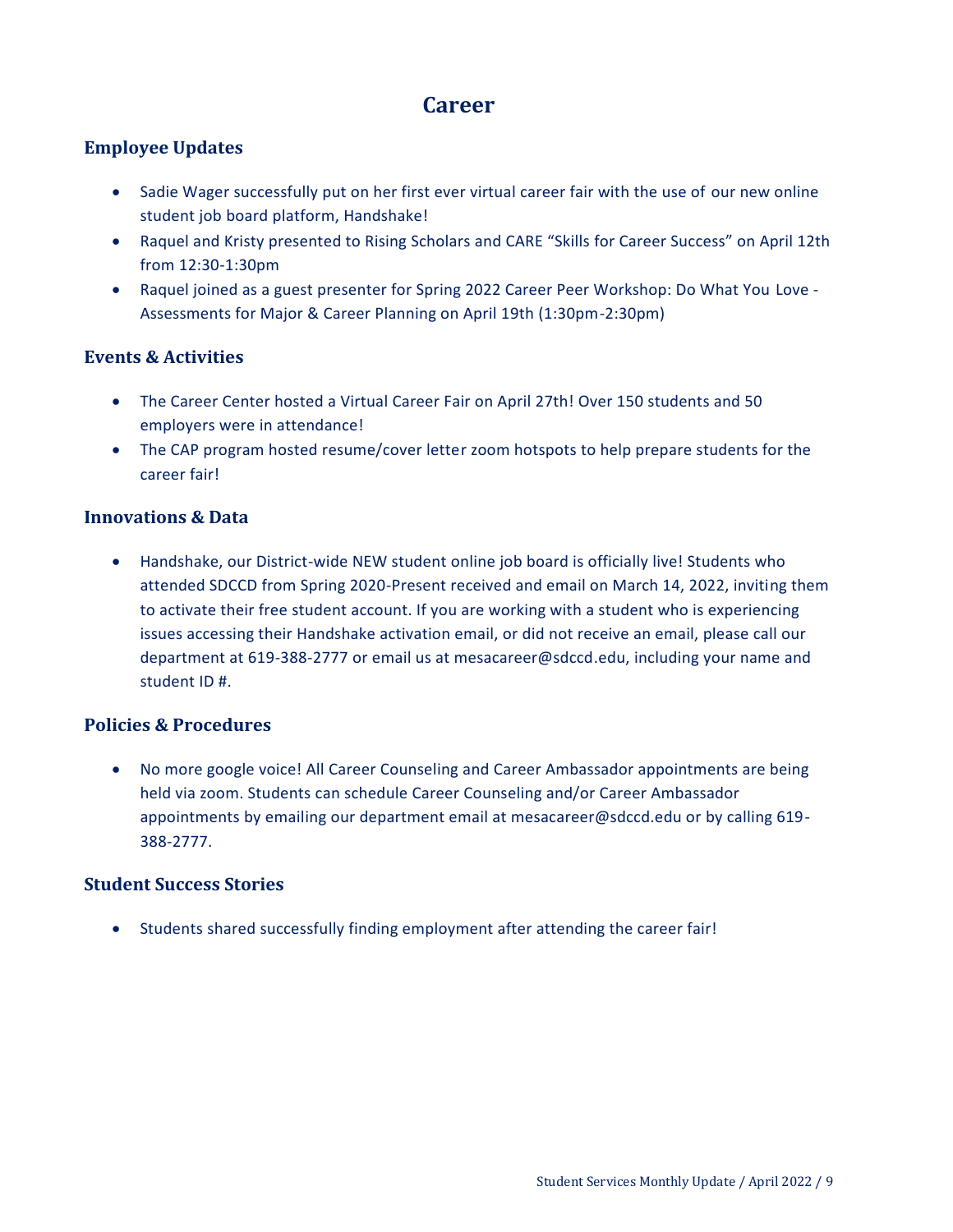# Career

## Employee Updates

- Sadie Wager successfully put on her first ever virtual career fair with the use of our new online student job board platform, Handshake!
- Raquel and Kristy presented to Rising Scholars and CARE "Skills for Career Success" on April 12th from 12:30-1:30pm
- Raquel joined as a guest presenter for Spring 2022 Career Peer Workshop: Do What You Love - Assessments for Major & Career Planning on April 19th (1:30pm-2:30pm)

## Events & Activities

- The Career Center hosted a Virtual Career Fair on April 27th! Over 150 students and 50 employers were in attendance!
- The CAP program hosted resume/cover letter zoom hotspots to help prepare students for the career fair!

## Innovations & Data

- Handshake, our District-wide NEW student online job board is officially live! Students who attended SDCCD from Spring 2020-Present received and email on March 14, 2022, inviting them to activate their free student account. If you are working with a student who is experiencing issues accessing their Handshake activation email, or did not receive an email, please call our department at 619-388-2777 or email us at mesacareer@sdccd.edu, including your name and student ID #.

## Policies & Procedures

- No more google voice! All Career Counseling and Career Ambassador appointments are being held via zoom. Students can schedule Career Counseling and/or Career Ambassador appointments by emailing our department email at mesacareer@sdccd.edu or by calling 619-388-2777.

## Student Success Stories

- Students shared successfully finding employment after attending the career fair!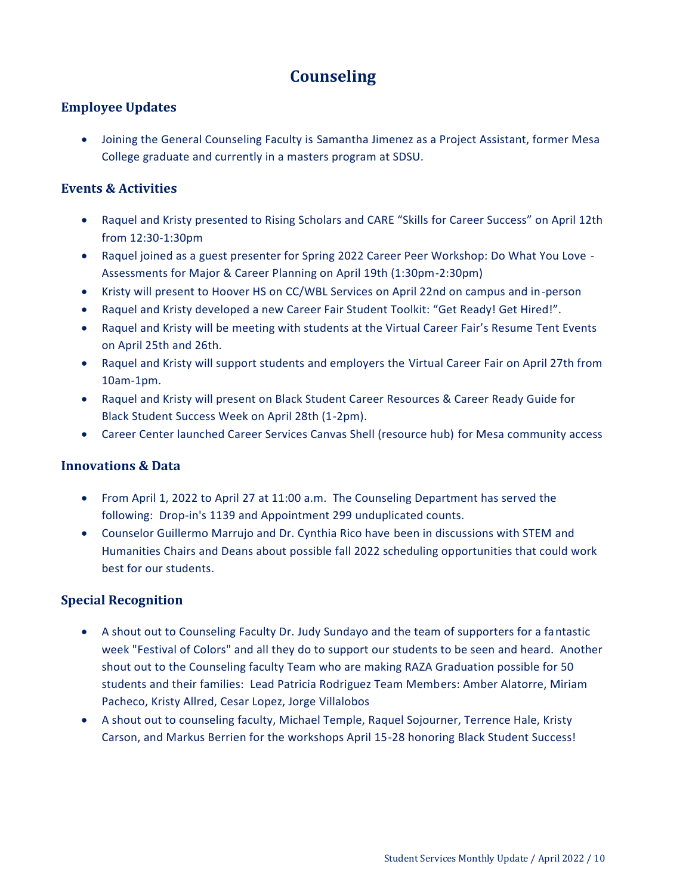# Counseling

## Employee Updates

- Joining the General Counseling Faculty is Samantha Jimenez as a Project Assistant, former Mesa College graduate and currently in a masters program at SDSU.

## Events & Activities

- Raquel and Kristy presented to Rising Scholars and CARE "Skills for Career Success" on April 12th from 12:30-1:30pm
- Raquel joined as a guest presenter for Spring 2022 Career Peer Workshop: Do What You Love - Assessments for Major & Career Planning on April 19th (1:30pm-2:30pm)
- Kristy will present to Hoover HS on CC/WBL Services on April 22nd on campus and in-person
- Raquel and Kristy developed a new Career Fair Student Toolkit: "Get Ready! Get Hired!".
- Raquel and Kristy will be meeting with students at the Virtual Career Fair's Resume Tent Events on April 25th and 26th.
- Raquel and Kristy will support students and employers the Virtual Career Fair on April 27th from 10am-1pm.
- Raquel and Kristy will present on Black Student Career Resources & Career Ready Guide for Black Student Success Week on April 28th (1-2pm).
- Career Center launched Career Services Canvas Shell (resource hub) for Mesa community access

## Innovations & Data

- From April 1, 2022 to April 27 at 11:00 a.m. The Counseling Department has served the following: Drop-in's 1139 and Appointment 299 unduplicated counts.
- Counselor Guillermo Marrujo and Dr. Cynthia Rico have been in discussions with STEM and Humanities Chairs and Deans about possible fall 2022 scheduling opportunities that could work best for our students.

## Special Recognition

- A shout out to Counseling Faculty Dr. Judy Sundayo and the team of supporters for a fantastic week "Festival of Colors" and all they do to support our students to be seen and heard. Another shout out to the Counseling faculty Team who are making RAZA Graduation possible for 50 students and their families: Lead Patricia Rodriguez Team Members: Amber Alatorre, Miriam Pacheco, Kristy Allred, Cesar Lopez, Jorge Villalobos
- A shout out to counseling faculty, Michael Temple, Raquel Sojourner, Terrence Hale, Kristy Carson, and Markus Berrien for the workshops April 15-28 honoring Black Student Success!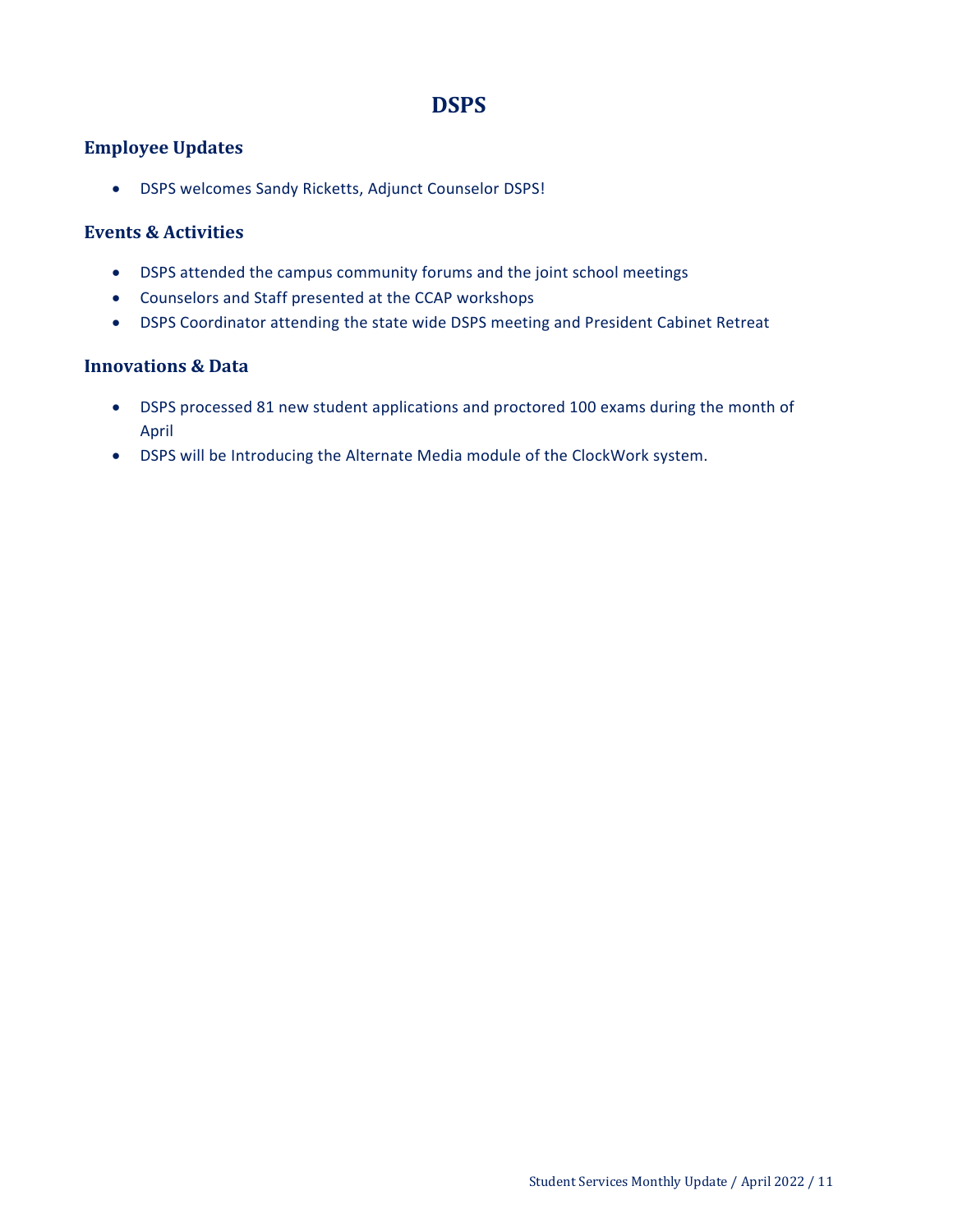# DSPS

## Employee Updates

- DSPS welcomes Sandy Ricketts, Adjunct Counselor DSPS!

## Events & Activities

- DSPS attended the campus community forums and the joint school meetings
- Counselors and Staff presented at the CCAP workshops
- DSPS Coordinator attending the state wide DSPS meeting and President Cabinet Retreat

## Innovations & Data

- DSPS processed 81 new student applications and proctored 100 exams during the month of April
- DSPS will be Introducing the Alternate Media module of the ClockWork system.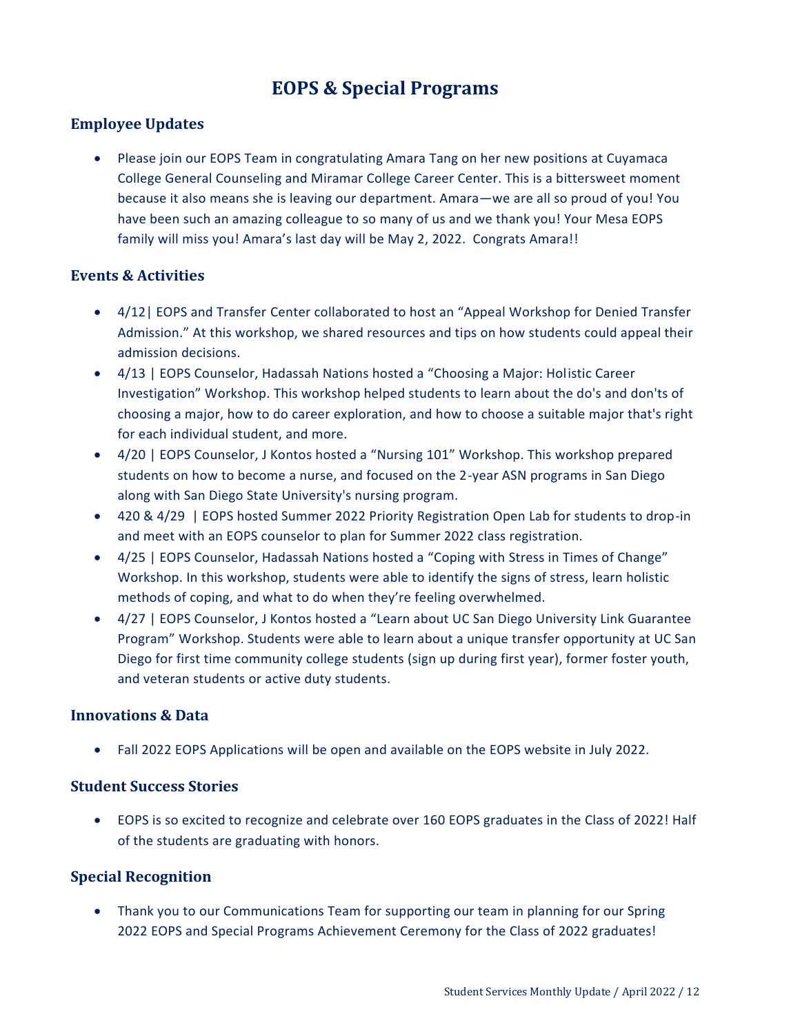# EOPS & Special Programs

## Employee Updates

- Please join our EOPS Team in congratulating Amara Tang on her new positions at Cuyamaca College General Counseling and Miramar College Career Center. This is a bittersweet moment because it also means she is leaving our department. Amara—we are all so proud of you! You have been such an amazing colleague to so many of us and we thank you! Your Mesa EOPS family will miss you! Amara's last day will be May 2, 2022. Congrats Amara!!

## Events & Activities

- 4/12| EOPS and Transfer Center collaborated to host an "Appeal Workshop for Denied Transfer Admission." At this workshop, we shared resources and tips on how students could appeal their admission decisions.
- 4/13 | EOPS Counselor, Hadassah Nations hosted a "Choosing a Major: Holistic Career Investigation" Workshop. This workshop helped students to learn about the do's and don'ts of choosing a major, how to do career exploration, and how to choose a suitable major that's right for each individual student, and more.
- 4/20 | EOPS Counselor, J Kontos hosted a "Nursing 101" Workshop. This workshop prepared students on how to become a nurse, and focused on the 2-year ASN programs in San Diego along with San Diego State University's nursing program.
- 420 & 4/29 | EOPS hosted Summer 2022 Priority Registration Open Lab for students to drop-in and meet with an EOPS counselor to plan for Summer 2022 class registration.
- 4/25 | EOPS Counselor, Hadassah Nations hosted a "Coping with Stress in Times of Change" Workshop. In this workshop, students were able to identify the signs of stress, learn holistic methods of coping, and what to do when they're feeling overwhelmed.
- 4/27 | EOPS Counselor, J Kontos hosted a "Learn about UC San Diego University Link Guarantee Program" Workshop. Students were able to learn about a unique transfer opportunity at UC San Diego for first time community college students (sign up during first year), former foster youth, and veteran students or active duty students.

## Innovations & Data

- Fall 2022 EOPS Applications will be open and available on the EOPS website in July 2022.

## Student Success Stories

- EOPS is so excited to recognize and celebrate over 160 EOPS graduates in the Class of 2022! Half of the students are graduating with honors.

## Special Recognition

- Thank you to our Communications Team for supporting our team in planning for our Spring 2022 EOPS and Special Programs Achievement Ceremony for the Class of 2022 graduates!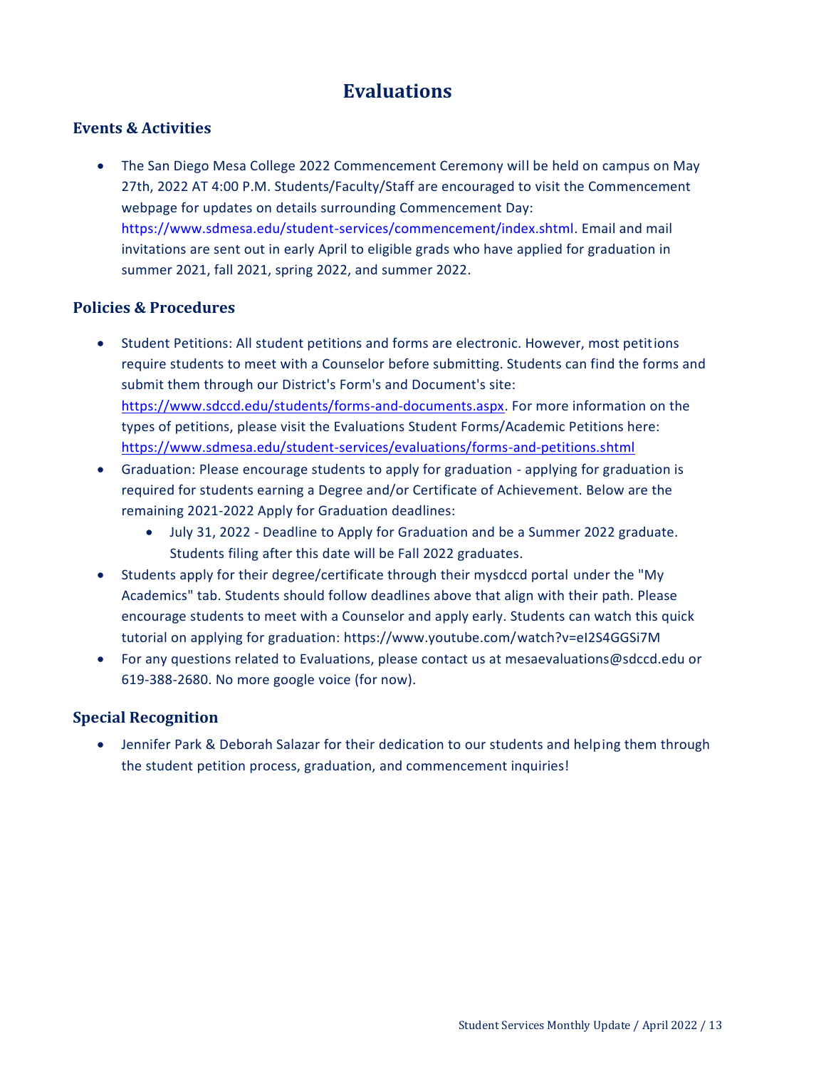# Evaluations

## Events & Activities

- The San Diego Mesa College 2022 Commencement Ceremony will be held on campus on May 27th, 2022 AT 4:00 P.M. Students/Faculty/Staff are encouraged to visit the Commencement webpage for updates on details surrounding Commencement Day: https://www.sdmesa.edu/student-services/commencement/index.shtml. Email and mail invitations are sent out in early April to eligible grads who have applied for graduation in summer 2021, fall 2021, spring 2022, and summer 2022.

## Policies & Procedures

- Student Petitions: All student petitions and forms are electronic. However, most petitions require students to meet with a Counselor before submitting. Students can find the forms and submit them through our District's Form's and Document's site: https://www.sdccd.edu/students/forms-and-documents.aspx. For more information on the types of petitions, please visit the Evaluations Student Forms/Academic Petitions here: https://www.sdmesa.edu/student-services/evaluations/forms-and-petitions.shtml
- Graduation: Please encourage students to apply for graduation - applying for graduation is required for students earning a Degree and/or Certificate of Achievement. Below are the remaining 2021-2022 Apply for Graduation deadlines:
  - July 31, 2022 - Deadline to Apply for Graduation and be a Summer 2022 graduate. Students filing after this date will be Fall 2022 graduates.
- Students apply for their degree/certificate through their mysdccd portal under the "My Academics" tab. Students should follow deadlines above that align with their path. Please encourage students to meet with a Counselor and apply early. Students can watch this quick tutorial on applying for graduation: https://www.youtube.com/watch?v=eI2S4GGSi7M
- For any questions related to Evaluations, please contact us at mesaevaluations@sdccd.edu or 619-388-2680. No more google voice (for now).

## Special Recognition

- Jennifer Park & Deborah Salazar for their dedication to our students and helping them through the student petition process, graduation, and commencement inquiries!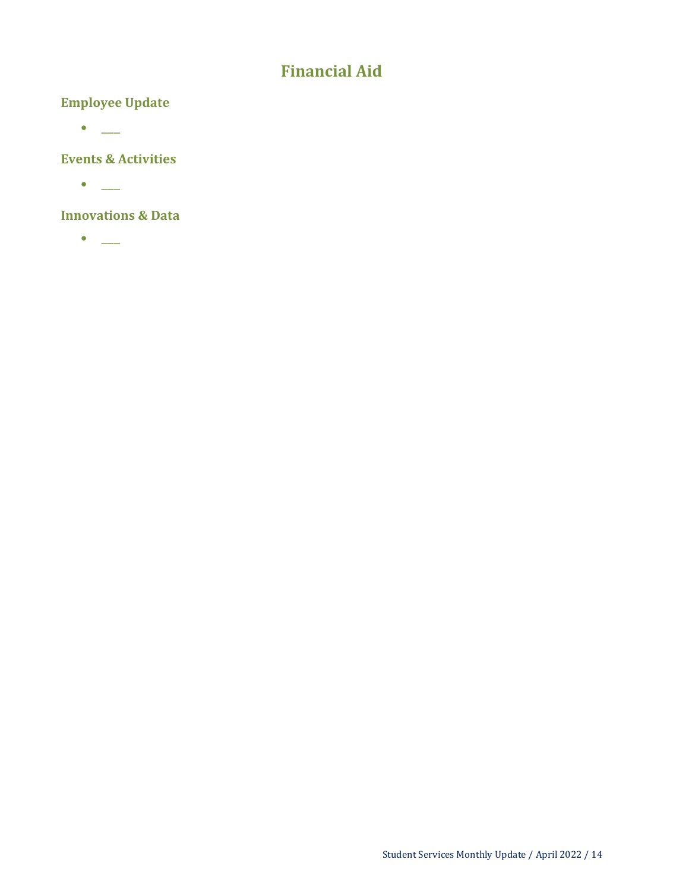# Financial Aid

## Employee Update

- ____

## Events & Activities

- ____

## Innovations & Data

- ____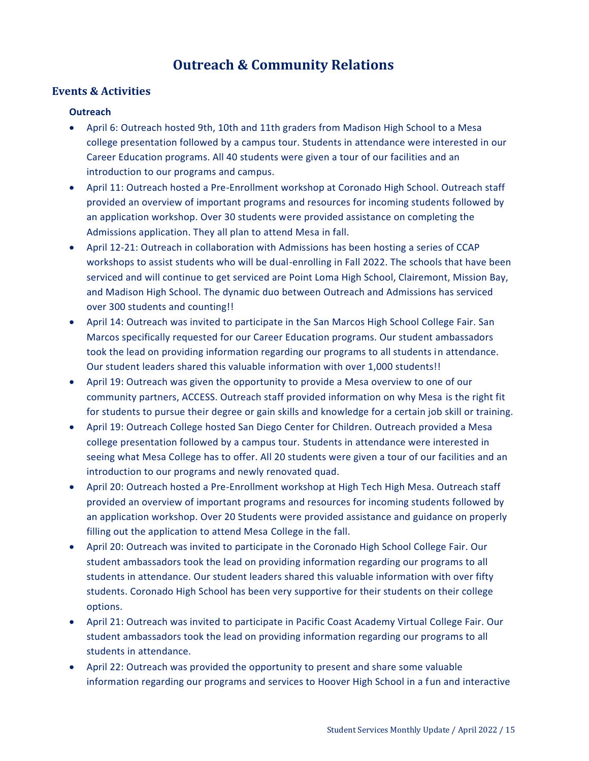# Outreach & Community Relations

## Events & Activities

### Outreach

- April 6: Outreach hosted 9th, 10th and 11th graders from Madison High School to a Mesa college presentation followed by a campus tour. Students in attendance were interested in our Career Education programs. All 40 students were given a tour of our facilities and an introduction to our programs and campus.
- April 11: Outreach hosted a Pre-Enrollment workshop at Coronado High School. Outreach staff provided an overview of important programs and resources for incoming students followed by an application workshop. Over 30 students were provided assistance on completing the Admissions application. They all plan to attend Mesa in fall.
- April 12-21: Outreach in collaboration with Admissions has been hosting a series of CCAP workshops to assist students who will be dual-enrolling in Fall 2022. The schools that have been serviced and will continue to get serviced are Point Loma High School, Clairemont, Mission Bay, and Madison High School. The dynamic duo between Outreach and Admissions has serviced over 300 students and counting!!
- April 14: Outreach was invited to participate in the San Marcos High School College Fair. San Marcos specifically requested for our Career Education programs. Our student ambassadors took the lead on providing information regarding our programs to all students in attendance. Our student leaders shared this valuable information with over 1,000 students!!
- April 19: Outreach was given the opportunity to provide a Mesa overview to one of our community partners, ACCESS. Outreach staff provided information on why Mesa is the right fit for students to pursue their degree or gain skills and knowledge for a certain job skill or training.
- April 19: Outreach College hosted San Diego Center for Children. Outreach provided a Mesa college presentation followed by a campus tour. Students in attendance were interested in seeing what Mesa College has to offer. All 20 students were given a tour of our facilities and an introduction to our programs and newly renovated quad.
- April 20: Outreach hosted a Pre-Enrollment workshop at High Tech High Mesa. Outreach staff provided an overview of important programs and resources for incoming students followed by an application workshop. Over 20 Students were provided assistance and guidance on properly filling out the application to attend Mesa College in the fall.
- April 20: Outreach was invited to participate in the Coronado High School College Fair. Our student ambassadors took the lead on providing information regarding our programs to all students in attendance. Our student leaders shared this valuable information with over fifty students. Coronado High School has been very supportive for their students on their college options.
- April 21: Outreach was invited to participate in Pacific Coast Academy Virtual College Fair. Our student ambassadors took the lead on providing information regarding our programs to all students in attendance.
- April 22: Outreach was provided the opportunity to present and share some valuable information regarding our programs and services to Hoover High School in a fun and interactive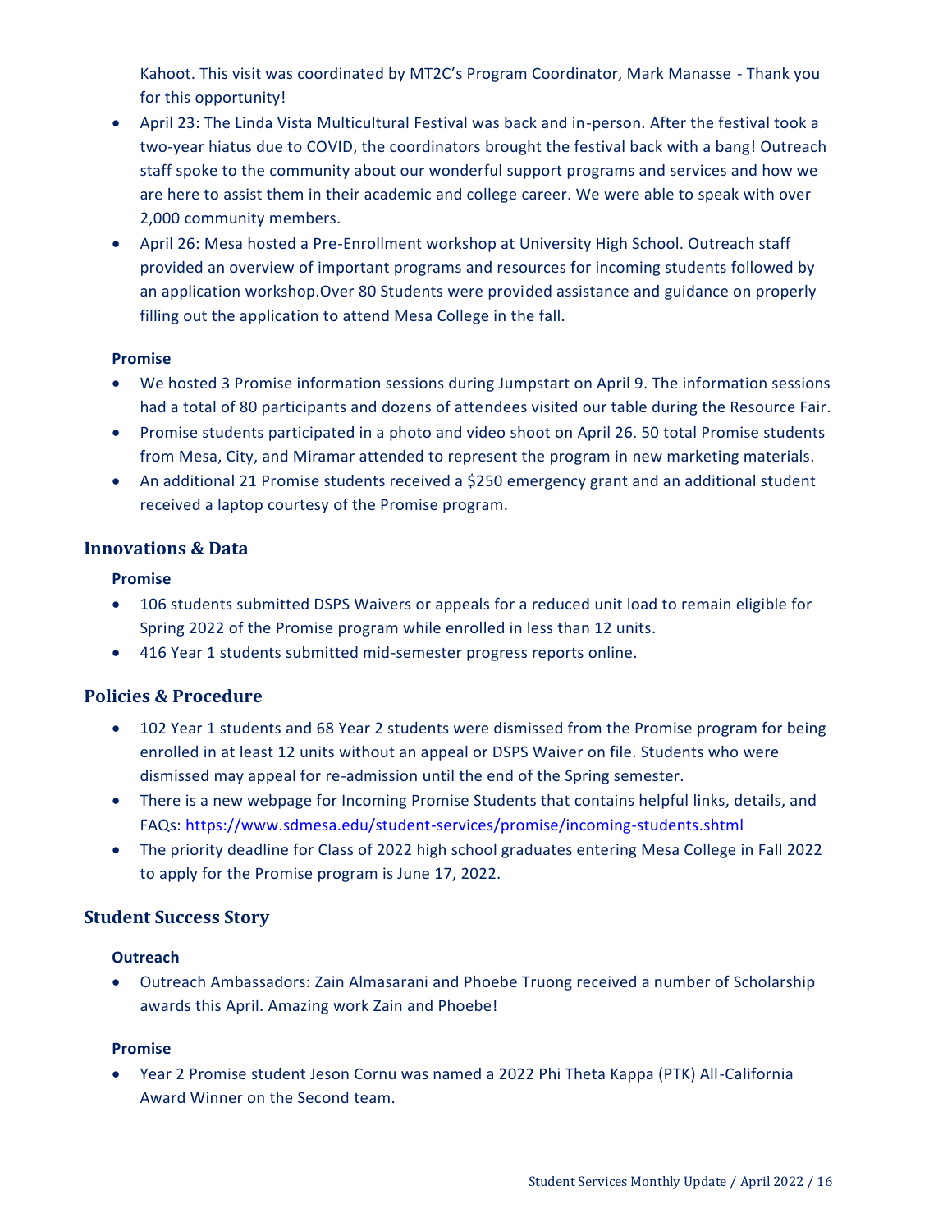Kahoot. This visit was coordinated by MT2C's Program Coordinator, Mark Manasse - Thank you for this opportunity!

- April 23: The Linda Vista Multicultural Festival was back and in-person. After the festival took a two-year hiatus due to COVID, the coordinators brought the festival back with a bang! Outreach staff spoke to the community about our wonderful support programs and services and how we are here to assist them in their academic and college career. We were able to speak with over 2,000 community members.
- April 26: Mesa hosted a Pre-Enrollment workshop at University High School. Outreach staff provided an overview of important programs and resources for incoming students followed by an application workshop.Over 80 Students were provided assistance and guidance on properly filling out the application to attend Mesa College in the fall.

**Promise**

- We hosted 3 Promise information sessions during Jumpstart on April 9. The information sessions had a total of 80 participants and dozens of attendees visited our table during the Resource Fair.
- Promise students participated in a photo and video shoot on April 26. 50 total Promise students from Mesa, City, and Miramar attended to represent the program in new marketing materials.
- An additional 21 Promise students received a $250 emergency grant and an additional student received a laptop courtesy of the Promise program.

## Innovations & Data

**Promise**

- 106 students submitted DSPS Waivers or appeals for a reduced unit load to remain eligible for Spring 2022 of the Promise program while enrolled in less than 12 units.
- 416 Year 1 students submitted mid-semester progress reports online.

## Policies & Procedure

- 102 Year 1 students and 68 Year 2 students were dismissed from the Promise program for being enrolled in at least 12 units without an appeal or DSPS Waiver on file. Students who were dismissed may appeal for re-admission until the end of the Spring semester.
- There is a new webpage for Incoming Promise Students that contains helpful links, details, and FAQs: https://www.sdmesa.edu/student-services/promise/incoming-students.shtml
- The priority deadline for Class of 2022 high school graduates entering Mesa College in Fall 2022 to apply for the Promise program is June 17, 2022.

## Student Success Story

**Outreach**

- Outreach Ambassadors: Zain Almasarani and Phoebe Truong received a number of Scholarship awards this April. Amazing work Zain and Phoebe!

**Promise**

- Year 2 Promise student Jeson Cornu was named a 2022 Phi Theta Kappa (PTK) All-California Award Winner on the Second team.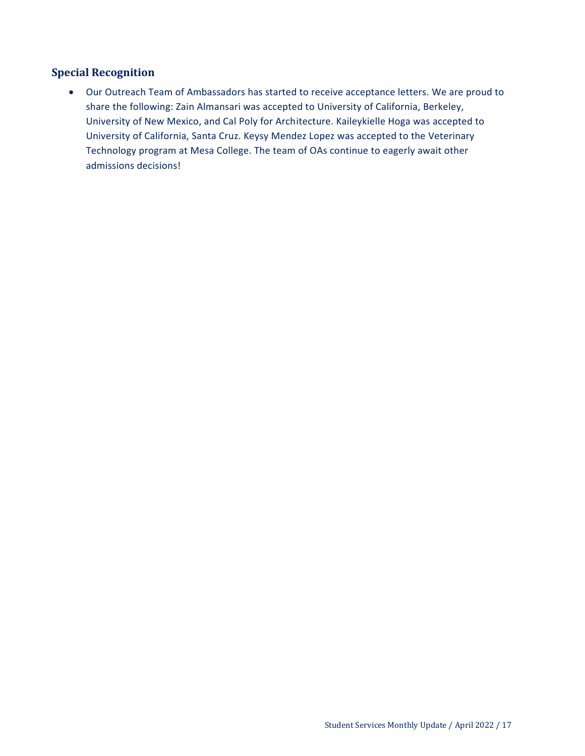## Special Recognition

- Our Outreach Team of Ambassadors has started to receive acceptance letters. We are proud to share the following: Zain Almansari was accepted to University of California, Berkeley, University of New Mexico, and Cal Poly for Architecture. Kaileykielle Hoga was accepted to University of California, Santa Cruz. Keysy Mendez Lopez was accepted to the Veterinary Technology program at Mesa College. The team of OAs continue to eagerly await other admissions decisions!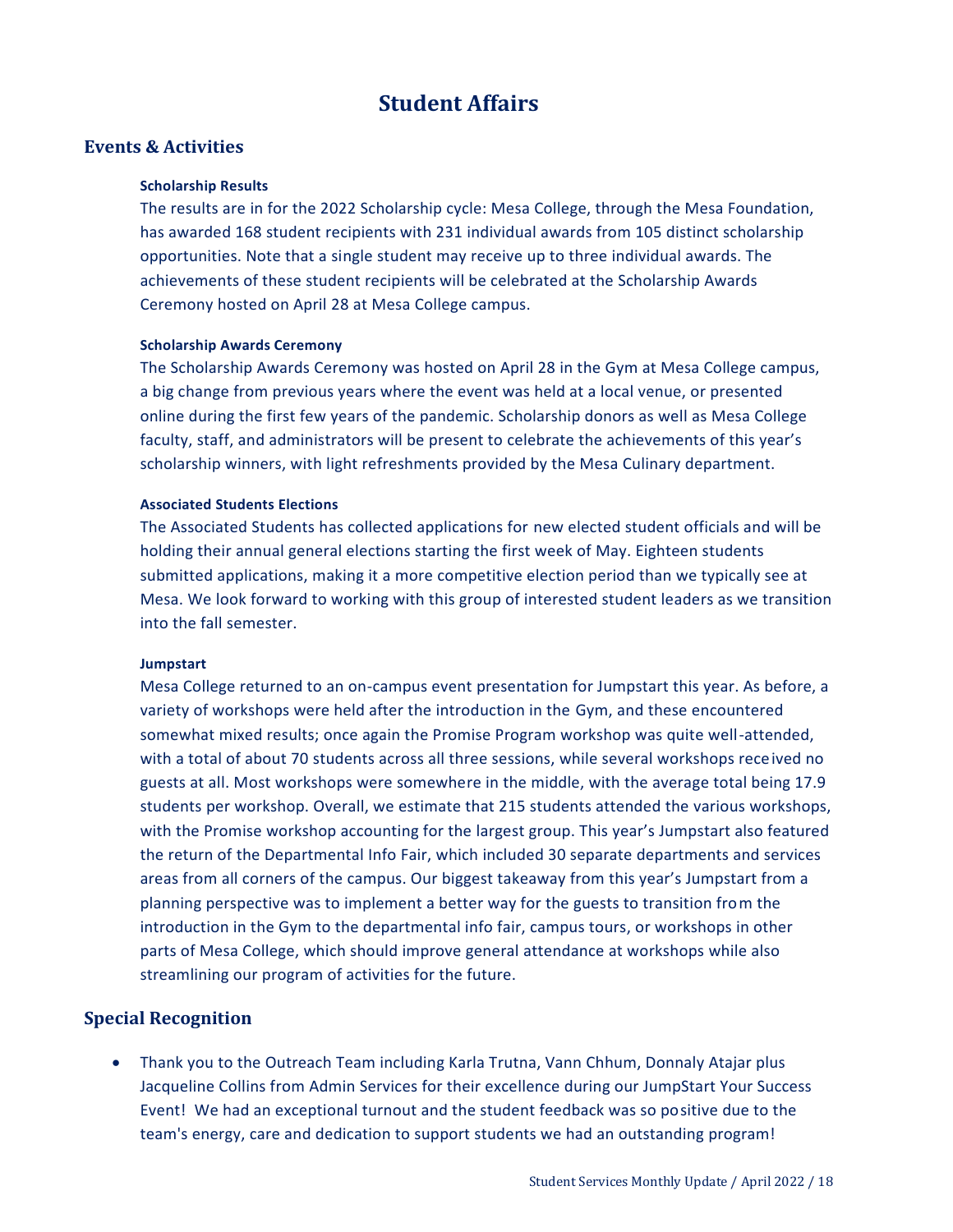# Student Affairs

## Events & Activities

**Scholarship Results**

The results are in for the 2022 Scholarship cycle: Mesa College, through the Mesa Foundation, has awarded 168 student recipients with 231 individual awards from 105 distinct scholarship opportunities. Note that a single student may receive up to three individual awards. The achievements of these student recipients will be celebrated at the Scholarship Awards Ceremony hosted on April 28 at Mesa College campus.

**Scholarship Awards Ceremony**

The Scholarship Awards Ceremony was hosted on April 28 in the Gym at Mesa College campus, a big change from previous years where the event was held at a local venue, or presented online during the first few years of the pandemic. Scholarship donors as well as Mesa College faculty, staff, and administrators will be present to celebrate the achievements of this year's scholarship winners, with light refreshments provided by the Mesa Culinary department.

**Associated Students Elections**

The Associated Students has collected applications for new elected student officials and will be holding their annual general elections starting the first week of May. Eighteen students submitted applications, making it a more competitive election period than we typically see at Mesa. We look forward to working with this group of interested student leaders as we transition into the fall semester.

**Jumpstart**

Mesa College returned to an on-campus event presentation for Jumpstart this year. As before, a variety of workshops were held after the introduction in the Gym, and these encountered somewhat mixed results; once again the Promise Program workshop was quite well-attended, with a total of about 70 students across all three sessions, while several workshops received no guests at all. Most workshops were somewhere in the middle, with the average total being 17.9 students per workshop. Overall, we estimate that 215 students attended the various workshops, with the Promise workshop accounting for the largest group. This year's Jumpstart also featured the return of the Departmental Info Fair, which included 30 separate departments and services areas from all corners of the campus. Our biggest takeaway from this year's Jumpstart from a planning perspective was to implement a better way for the guests to transition from the introduction in the Gym to the departmental info fair, campus tours, or workshops in other parts of Mesa College, which should improve general attendance at workshops while also streamlining our program of activities for the future.

## Special Recognition

- Thank you to the Outreach Team including Karla Trutna, Vann Chhum, Donnaly Atajar plus Jacqueline Collins from Admin Services for their excellence during our JumpStart Your Success Event! We had an exceptional turnout and the student feedback was so positive due to the team's energy, care and dedication to support students we had an outstanding program!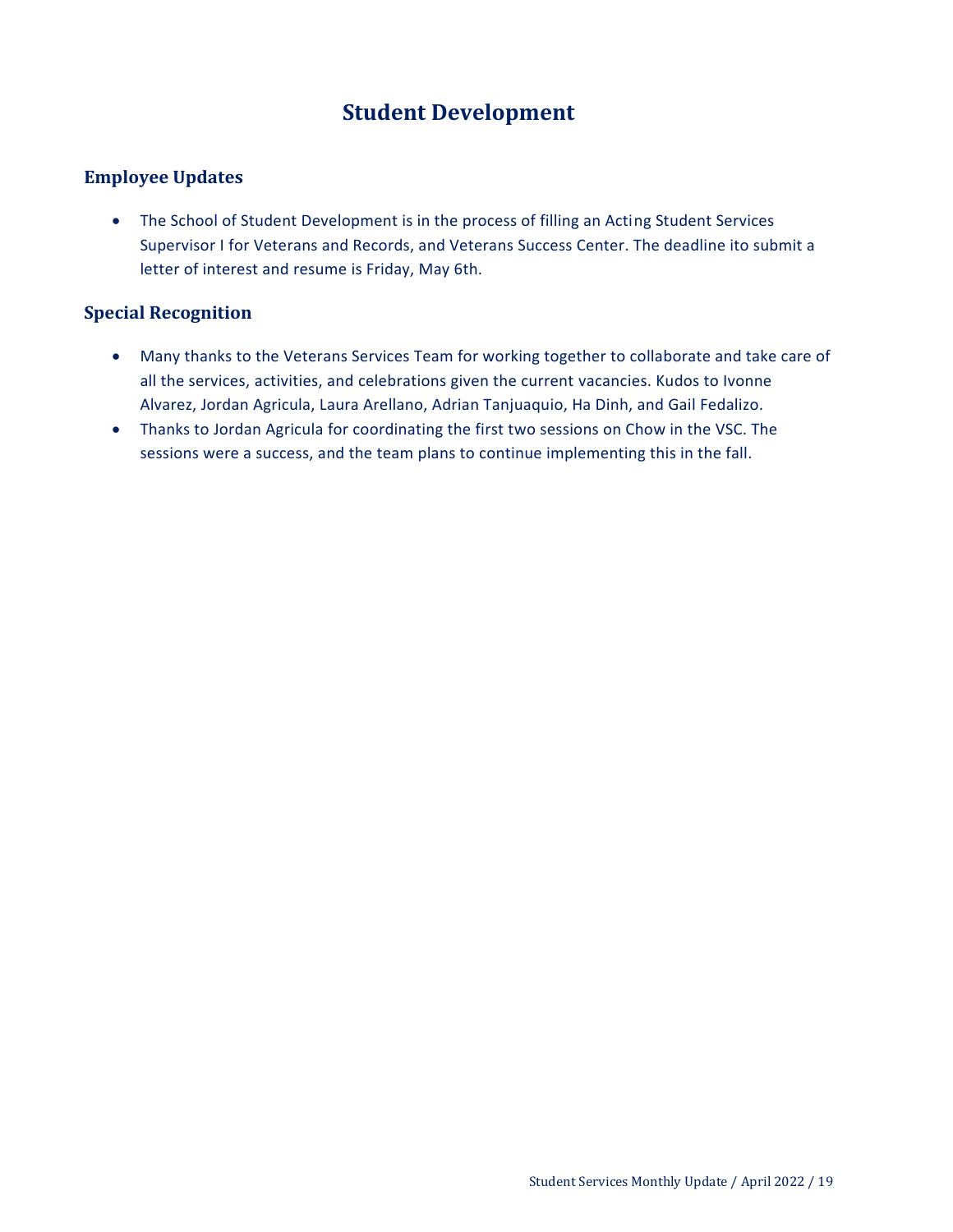# Student Development

## Employee Updates

- The School of Student Development is in the process of filling an Acting Student Services Supervisor I for Veterans and Records, and Veterans Success Center. The deadline ito submit a letter of interest and resume is Friday, May 6th.

## Special Recognition

- Many thanks to the Veterans Services Team for working together to collaborate and take care of all the services, activities, and celebrations given the current vacancies. Kudos to Ivonne Alvarez, Jordan Agricula, Laura Arellano, Adrian Tanjuaquio, Ha Dinh, and Gail Fedalizo.
- Thanks to Jordan Agricula for coordinating the first two sessions on Chow in the VSC. The sessions were a success, and the team plans to continue implementing this in the fall.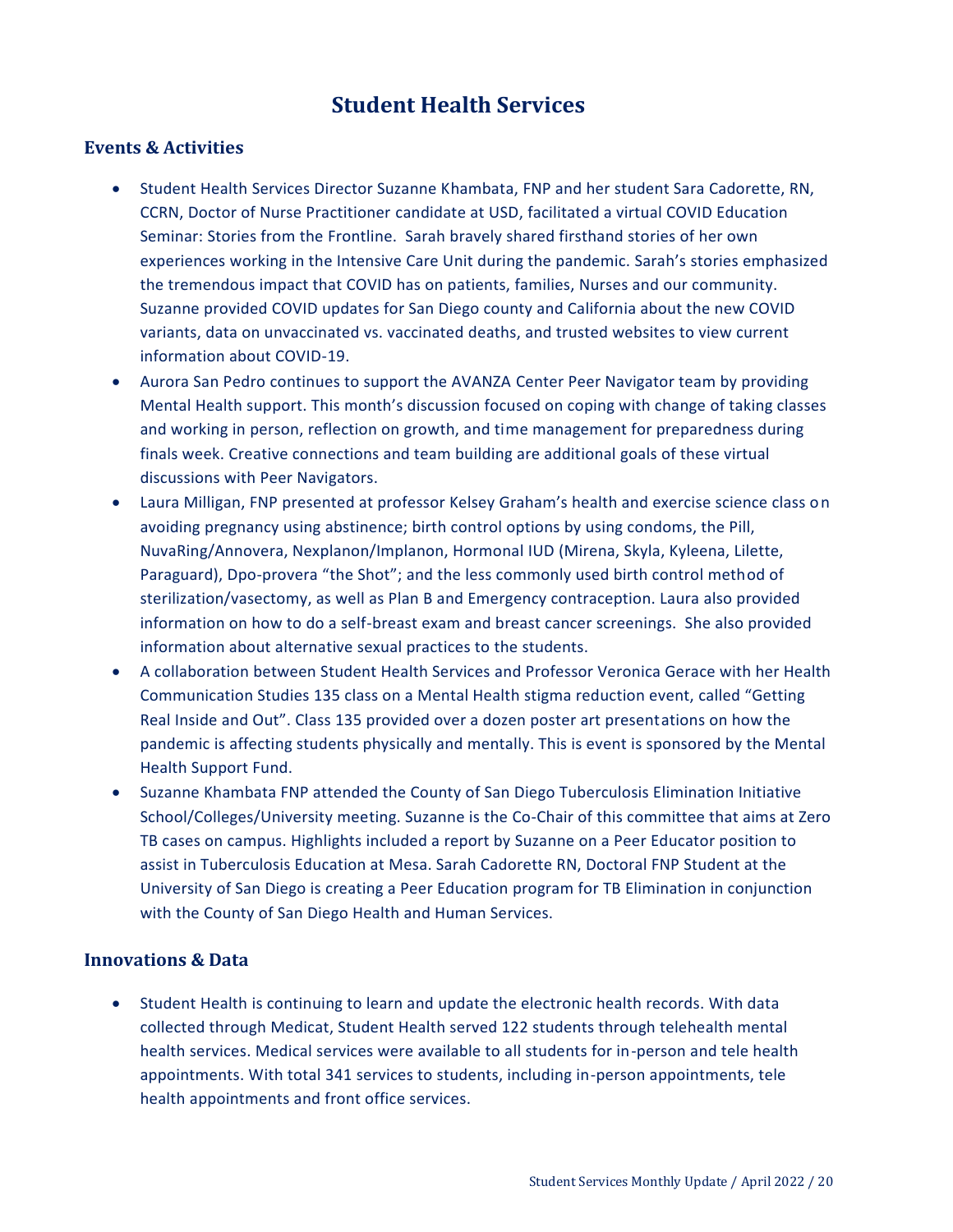# Student Health Services

## Events & Activities

- Student Health Services Director Suzanne Khambata, FNP and her student Sara Cadorette, RN, CCRN, Doctor of Nurse Practitioner candidate at USD, facilitated a virtual COVID Education Seminar: Stories from the Frontline. Sarah bravely shared firsthand stories of her own experiences working in the Intensive Care Unit during the pandemic. Sarah's stories emphasized the tremendous impact that COVID has on patients, families, Nurses and our community. Suzanne provided COVID updates for San Diego county and California about the new COVID variants, data on unvaccinated vs. vaccinated deaths, and trusted websites to view current information about COVID-19.
- Aurora San Pedro continues to support the AVANZA Center Peer Navigator team by providing Mental Health support. This month's discussion focused on coping with change of taking classes and working in person, reflection on growth, and time management for preparedness during finals week. Creative connections and team building are additional goals of these virtual discussions with Peer Navigators.
- Laura Milligan, FNP presented at professor Kelsey Graham's health and exercise science class on avoiding pregnancy using abstinence; birth control options by using condoms, the Pill, NuvaRing/Annovera, Nexplanon/Implanon, Hormonal IUD (Mirena, Skyla, Kyleena, Lilette, Paraguard), Dpo-provera "the Shot"; and the less commonly used birth control method of sterilization/vasectomy, as well as Plan B and Emergency contraception. Laura also provided information on how to do a self-breast exam and breast cancer screenings. She also provided information about alternative sexual practices to the students.
- A collaboration between Student Health Services and Professor Veronica Gerace with her Health Communication Studies 135 class on a Mental Health stigma reduction event, called "Getting Real Inside and Out". Class 135 provided over a dozen poster art presentations on how the pandemic is affecting students physically and mentally. This is event is sponsored by the Mental Health Support Fund.
- Suzanne Khambata FNP attended the County of San Diego Tuberculosis Elimination Initiative School/Colleges/University meeting. Suzanne is the Co-Chair of this committee that aims at Zero TB cases on campus. Highlights included a report by Suzanne on a Peer Educator position to assist in Tuberculosis Education at Mesa. Sarah Cadorette RN, Doctoral FNP Student at the University of San Diego is creating a Peer Education program for TB Elimination in conjunction with the County of San Diego Health and Human Services.

## Innovations & Data

- Student Health is continuing to learn and update the electronic health records. With data collected through Medicat, Student Health served 122 students through telehealth mental health services. Medical services were available to all students for in-person and tele health appointments. With total 341 services to students, including in-person appointments, tele health appointments and front office services.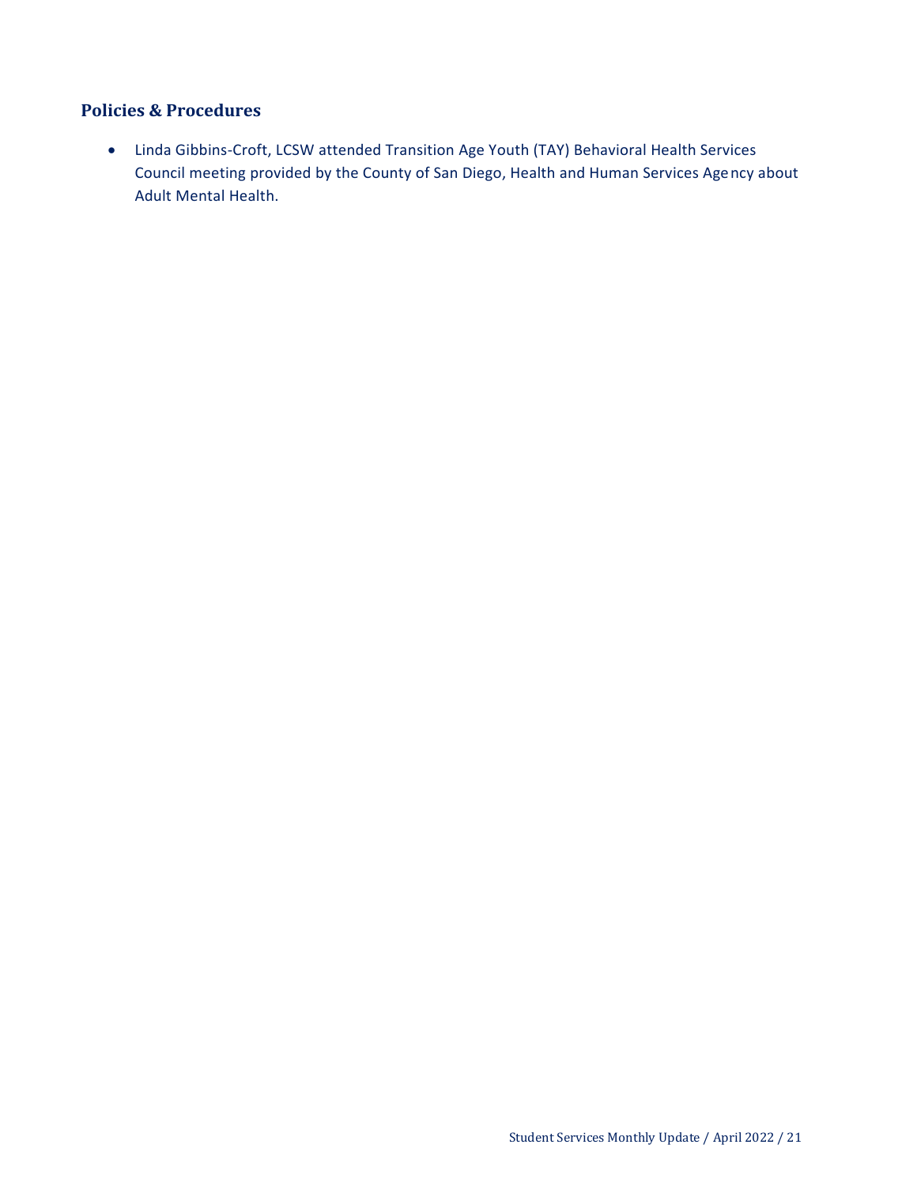## Policies & Procedures

- Linda Gibbins-Croft, LCSW attended Transition Age Youth (TAY) Behavioral Health Services Council meeting provided by the County of San Diego, Health and Human Services Agency about Adult Mental Health.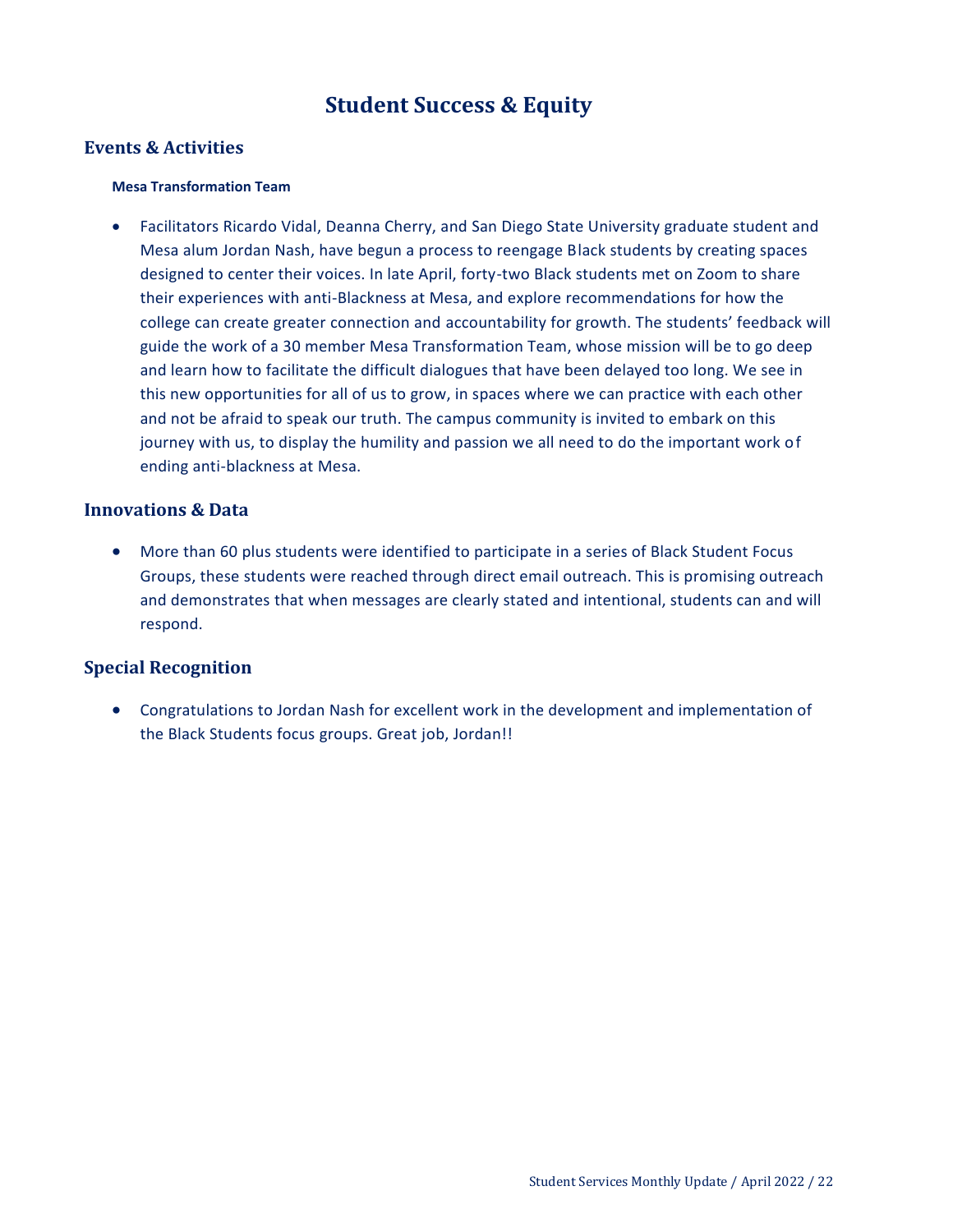# Student Success & Equity

## Events & Activities

#### Mesa Transformation Team

- Facilitators Ricardo Vidal, Deanna Cherry, and San Diego State University graduate student and Mesa alum Jordan Nash, have begun a process to reengage Black students by creating spaces designed to center their voices. In late April, forty-two Black students met on Zoom to share their experiences with anti-Blackness at Mesa, and explore recommendations for how the college can create greater connection and accountability for growth. The students' feedback will guide the work of a 30 member Mesa Transformation Team, whose mission will be to go deep and learn how to facilitate the difficult dialogues that have been delayed too long. We see in this new opportunities for all of us to grow, in spaces where we can practice with each other and not be afraid to speak our truth. The campus community is invited to embark on this journey with us, to display the humility and passion we all need to do the important work of ending anti-blackness at Mesa.

## Innovations & Data

- More than 60 plus students were identified to participate in a series of Black Student Focus Groups, these students were reached through direct email outreach. This is promising outreach and demonstrates that when messages are clearly stated and intentional, students can and will respond.

## Special Recognition

- Congratulations to Jordan Nash for excellent work in the development and implementation of the Black Students focus groups. Great job, Jordan!!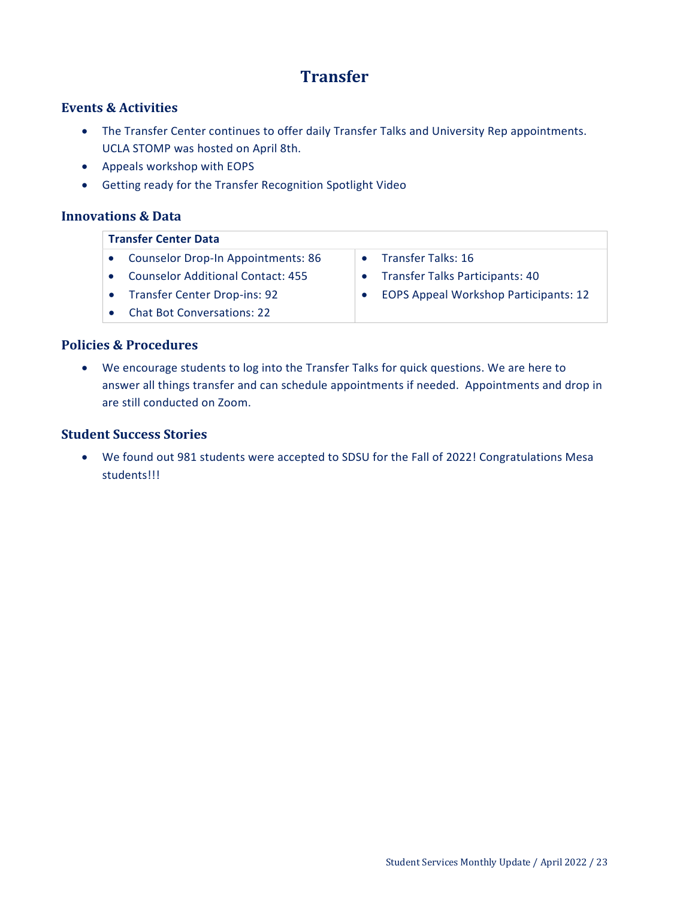# Transfer

## Events & Activities

- The Transfer Center continues to offer daily Transfer Talks and University Rep appointments. UCLA STOMP was hosted on April 8th.
- Appeals workshop with EOPS
- Getting ready for the Transfer Recognition Spotlight Video

## Innovations & Data

| Transfer Center Data | |
|---|---|
| • Counselor Drop-In Appointments: 86<br>• Counselor Additional Contact: 455<br>• Transfer Center Drop-ins: 92<br>• Chat Bot Conversations: 22 | • Transfer Talks: 16<br>• Transfer Talks Participants: 40<br>• EOPS Appeal Workshop Participants: 12 |

## Policies & Procedures

- We encourage students to log into the Transfer Talks for quick questions. We are here to answer all things transfer and can schedule appointments if needed. Appointments and drop in are still conducted on Zoom.

## Student Success Stories

- We found out 981 students were accepted to SDSU for the Fall of 2022! Congratulations Mesa students!!!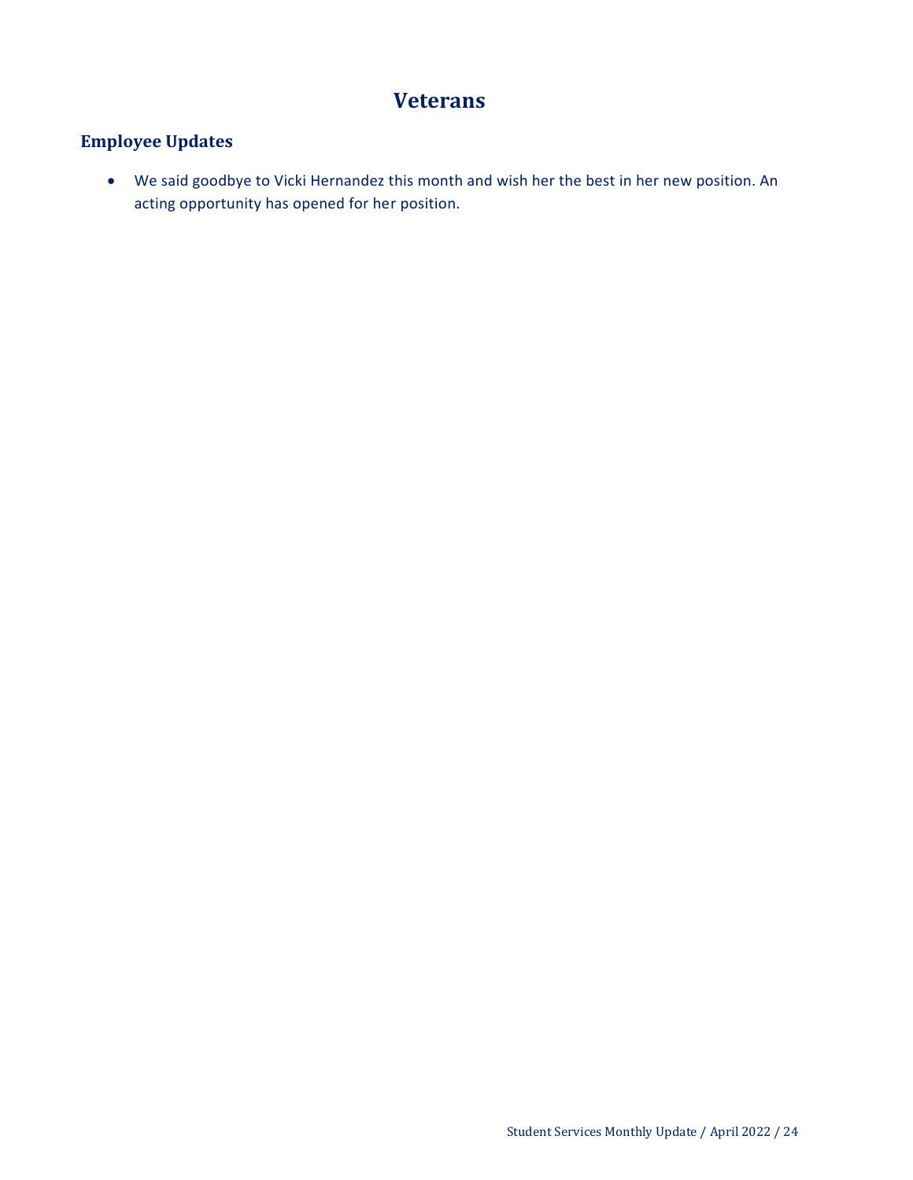# Veterans

## Employee Updates

- We said goodbye to Vicki Hernandez this month and wish her the best in her new position. An acting opportunity has opened for her position.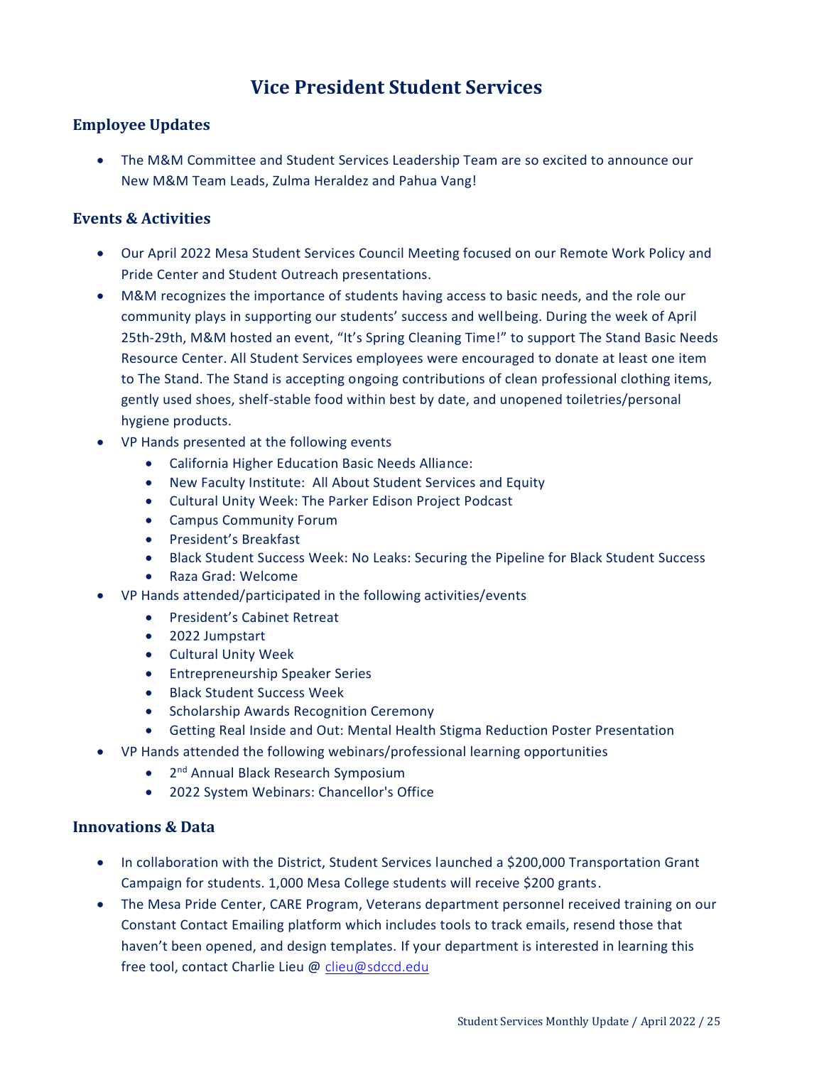# Vice President Student Services

## Employee Updates

- The M&M Committee and Student Services Leadership Team are so excited to announce our New M&M Team Leads, Zulma Heraldez and Pahua Vang!

## Events & Activities

- Our April 2022 Mesa Student Services Council Meeting focused on our Remote Work Policy and Pride Center and Student Outreach presentations.
- M&M recognizes the importance of students having access to basic needs, and the role our community plays in supporting our students' success and wellbeing. During the week of April 25th-29th, M&M hosted an event, "It's Spring Cleaning Time!" to support The Stand Basic Needs Resource Center. All Student Services employees were encouraged to donate at least one item to The Stand. The Stand is accepting ongoing contributions of clean professional clothing items, gently used shoes, shelf-stable food within best by date, and unopened toiletries/personal hygiene products.
- VP Hands presented at the following events
  - California Higher Education Basic Needs Alliance:
  - New Faculty Institute: All About Student Services and Equity
  - Cultural Unity Week: The Parker Edison Project Podcast
  - Campus Community Forum
  - President's Breakfast
  - Black Student Success Week: No Leaks: Securing the Pipeline for Black Student Success
  - Raza Grad: Welcome
- VP Hands attended/participated in the following activities/events
  - President's Cabinet Retreat
  - 2022 Jumpstart
  - Cultural Unity Week
  - Entrepreneurship Speaker Series
  - Black Student Success Week
  - Scholarship Awards Recognition Ceremony
  - Getting Real Inside and Out: Mental Health Stigma Reduction Poster Presentation
- VP Hands attended the following webinars/professional learning opportunities
  - 2nd Annual Black Research Symposium
  - 2022 System Webinars: Chancellor's Office

## Innovations & Data

- In collaboration with the District, Student Services launched a $200,000 Transportation Grant Campaign for students. 1,000 Mesa College students will receive $200 grants.
- The Mesa Pride Center, CARE Program, Veterans department personnel received training on our Constant Contact Emailing platform which includes tools to track emails, resend those that haven't been opened, and design templates. If your department is interested in learning this free tool, contact Charlie Lieu @ clieu@sdccd.edu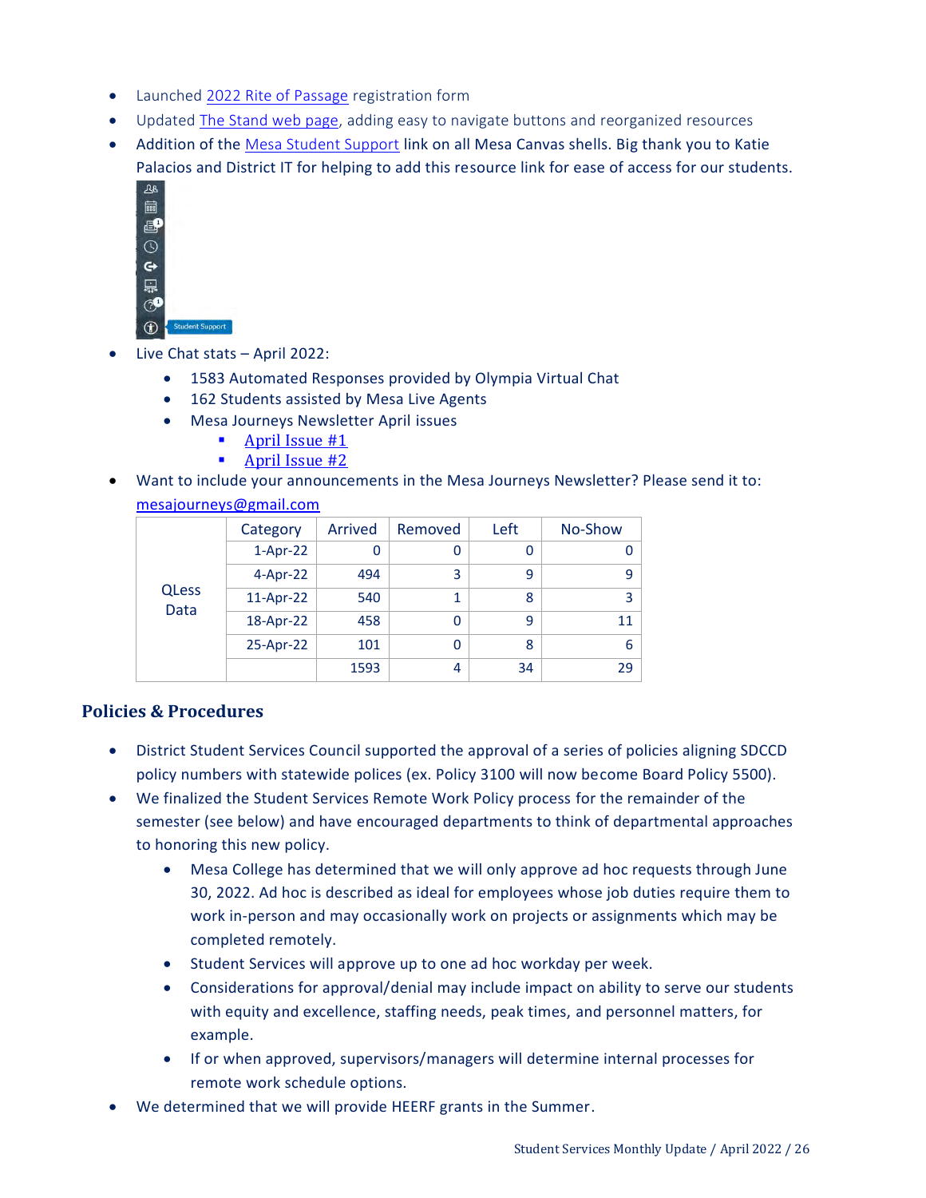- Launched 2022 Rite of Passage registration form
- Updated The Stand web page, adding easy to navigate buttons and reorganized resources
- Addition of the Mesa Student Support link on all Mesa Canvas shells. Big thank you to Katie Palacios and District IT for helping to add this resource link for ease of access for our students.

Student Support

- Live Chat stats – April 2022:
  - 1583 Automated Responses provided by Olympia Virtual Chat
  - 162 Students assisted by Mesa Live Agents
  - Mesa Journeys Newsletter April issues
    - April Issue #1
    - April Issue #2
- Want to include your announcements in the Mesa Journeys Newsletter? Please send it to: mesajourneys@gmail.com

| | Category | Arrived | Removed | Left | No-Show |
|---|---|---|---|---|---|
| QLess Data | 1-Apr-22 | 0 | 0 | 0 | 0 |
| | 4-Apr-22 | 494 | 3 | 9 | 9 |
| | 11-Apr-22 | 540 | 1 | 8 | 3 |
| | 18-Apr-22 | 458 | 0 | 9 | 11 |
| | 25-Apr-22 | 101 | 0 | 8 | 6 |
| | | 1593 | 4 | 34 | 29 |

## Policies & Procedures

- District Student Services Council supported the approval of a series of policies aligning SDCCD policy numbers with statewide polices (ex. Policy 3100 will now become Board Policy 5500).
- We finalized the Student Services Remote Work Policy process for the remainder of the semester (see below) and have encouraged departments to think of departmental approaches to honoring this new policy.
  - Mesa College has determined that we will only approve ad hoc requests through June 30, 2022. Ad hoc is described as ideal for employees whose job duties require them to work in-person and may occasionally work on projects or assignments which may be completed remotely.
  - Student Services will approve up to one ad hoc workday per week.
  - Considerations for approval/denial may include impact on ability to serve our students with equity and excellence, staffing needs, peak times, and personnel matters, for example.
  - If or when approved, supervisors/managers will determine internal processes for remote work schedule options.
- We determined that we will provide HEERF grants in the Summer.